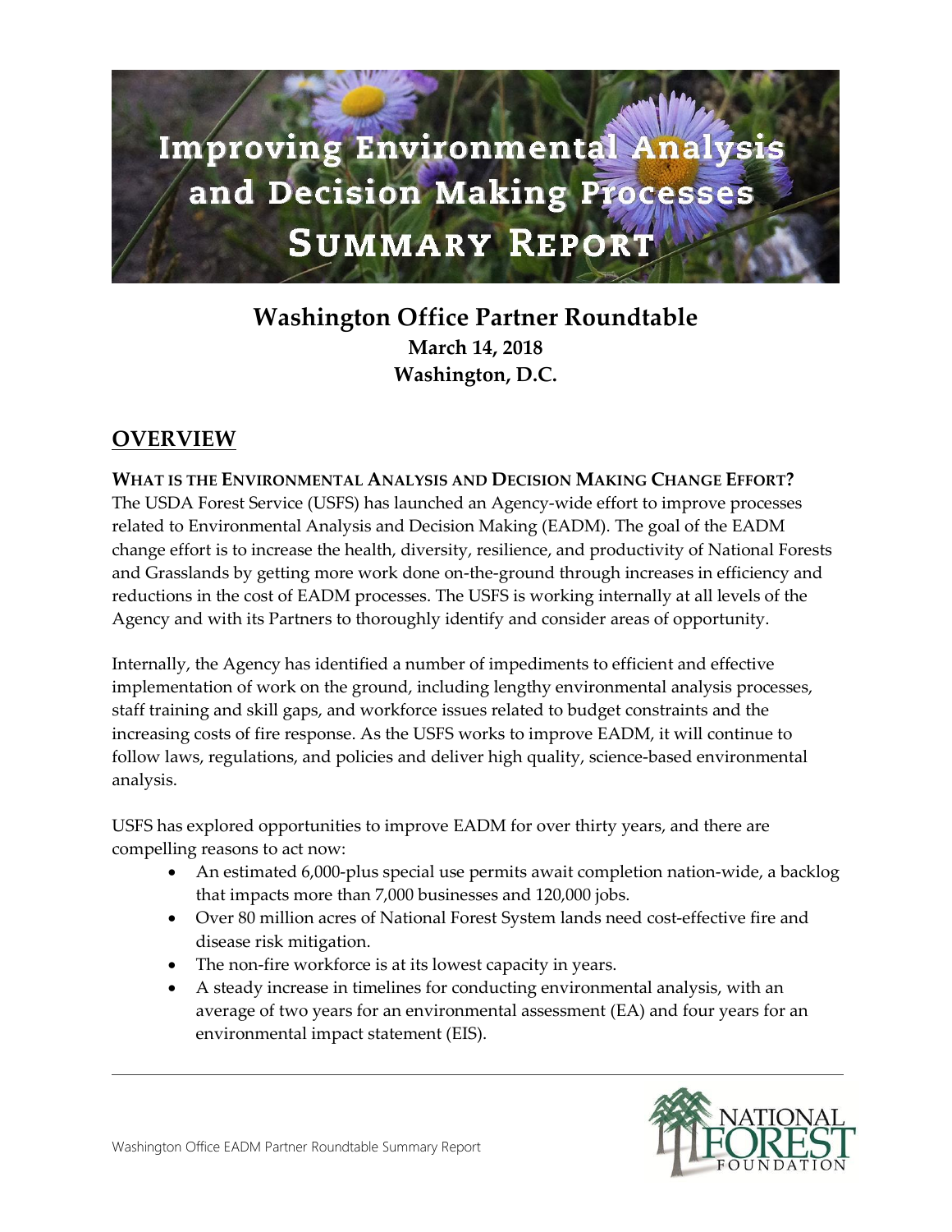# Improving Environmental Analysis and Decision Making Processes
# Summary Report

## Washington Office Partner Roundtable
**March 14, 2018**
**Washington, D.C.**

## OVERVIEW

### WHAT IS THE ENVIRONMENTAL ANALYSIS AND DECISION MAKING CHANGE EFFORT?

The USDA Forest Service (USFS) has launched an Agency-wide effort to improve processes related to Environmental Analysis and Decision Making (EADM). The goal of the EADM change effort is to increase the health, diversity, resilience, and productivity of National Forests and Grasslands by getting more work done on-the-ground through increases in efficiency and reductions in the cost of EADM processes. The USFS is working internally at all levels of the Agency and with its Partners to thoroughly identify and consider areas of opportunity.

Internally, the Agency has identified a number of impediments to efficient and effective implementation of work on the ground, including lengthy environmental analysis processes, staff training and skill gaps, and workforce issues related to budget constraints and the increasing costs of fire response. As the USFS works to improve EADM, it will continue to follow laws, regulations, and policies and deliver high quality, science-based environmental analysis.

USFS has explored opportunities to improve EADM for over thirty years, and there are compelling reasons to act now:

- An estimated 6,000-plus special use permits await completion nation-wide, a backlog that impacts more than 7,000 businesses and 120,000 jobs.
- Over 80 million acres of National Forest System lands need cost-effective fire and disease risk mitigation.
- The non-fire workforce is at its lowest capacity in years.
- A steady increase in timelines for conducting environmental analysis, with an average of two years for an environmental assessment (EA) and four years for an environmental impact statement (EIS).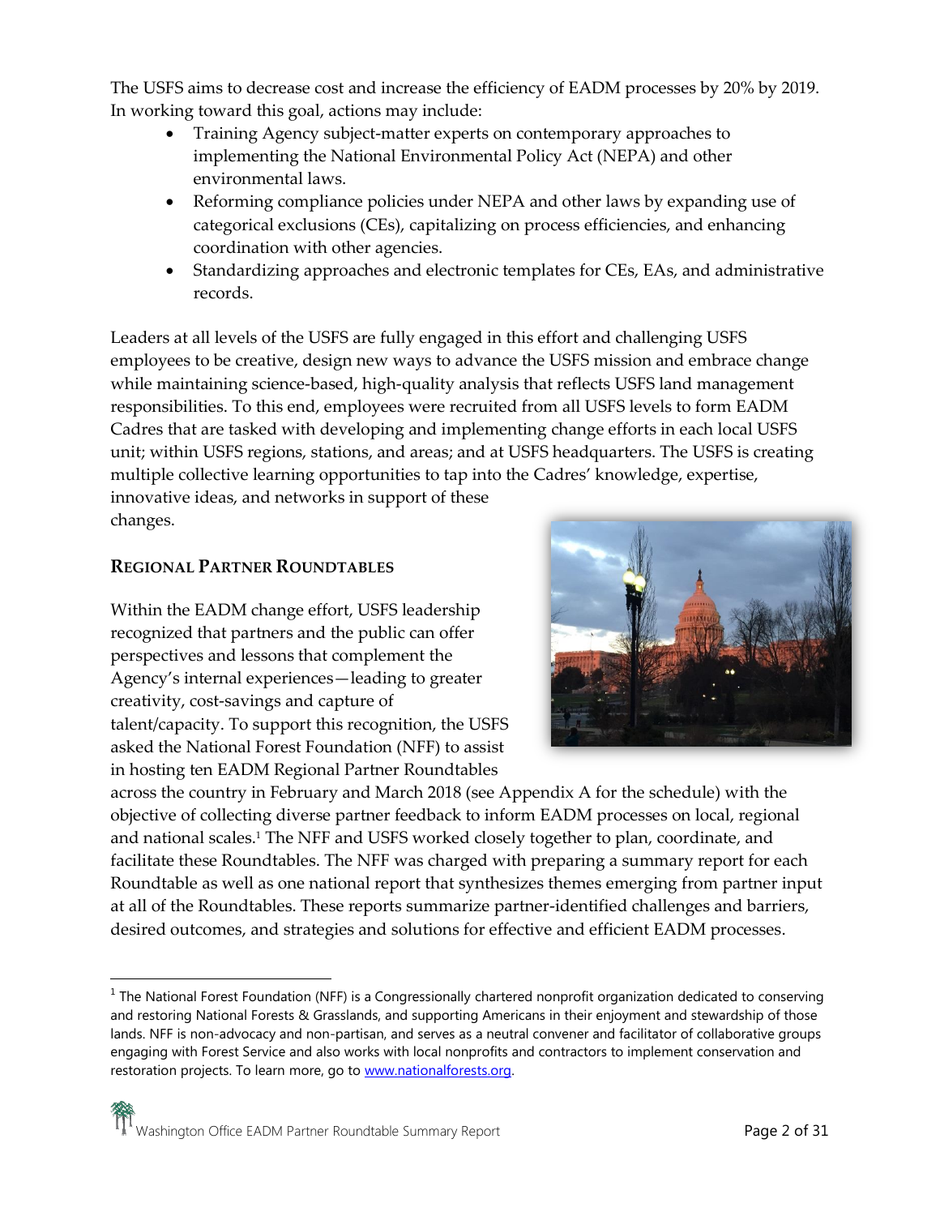The USFS aims to decrease cost and increase the efficiency of EADM processes by 20% by 2019. In working toward this goal, actions may include:

- Training Agency subject-matter experts on contemporary approaches to implementing the National Environmental Policy Act (NEPA) and other environmental laws.
- Reforming compliance policies under NEPA and other laws by expanding use of categorical exclusions (CEs), capitalizing on process efficiencies, and enhancing coordination with other agencies.
- Standardizing approaches and electronic templates for CEs, EAs, and administrative records.

Leaders at all levels of the USFS are fully engaged in this effort and challenging USFS employees to be creative, design new ways to advance the USFS mission and embrace change while maintaining science-based, high-quality analysis that reflects USFS land management responsibilities. To this end, employees were recruited from all USFS levels to form EADM Cadres that are tasked with developing and implementing change efforts in each local USFS unit; within USFS regions, stations, and areas; and at USFS headquarters. The USFS is creating multiple collective learning opportunities to tap into the Cadres' knowledge, expertise, innovative ideas, and networks in support of these changes.

## Regional Partner Roundtables

Within the EADM change effort, USFS leadership recognized that partners and the public can offer perspectives and lessons that complement the Agency's internal experiences—leading to greater creativity, cost-savings and capture of talent/capacity. To support this recognition, the USFS asked the National Forest Foundation (NFF) to assist in hosting ten EADM Regional Partner Roundtables across the country in February and March 2018 (see Appendix A for the schedule) with the objective of collecting diverse partner feedback to inform EADM processes on local, regional and national scales.[1] The NFF and USFS worked closely together to plan, coordinate, and facilitate these Roundtables. The NFF was charged with preparing a summary report for each Roundtable as well as one national report that synthesizes themes emerging from partner input at all of the Roundtables. These reports summarize partner-identified challenges and barriers, desired outcomes, and strategies and solutions for effective and efficient EADM processes.

[1] The National Forest Foundation (NFF) is a Congressionally chartered nonprofit organization dedicated to conserving and restoring National Forests & Grasslands, and supporting Americans in their enjoyment and stewardship of those lands. NFF is non-advocacy and non-partisan, and serves as a neutral convener and facilitator of collaborative groups engaging with Forest Service and also works with local nonprofits and contractors to implement conservation and restoration projects. To learn more, go to www.nationalforests.org.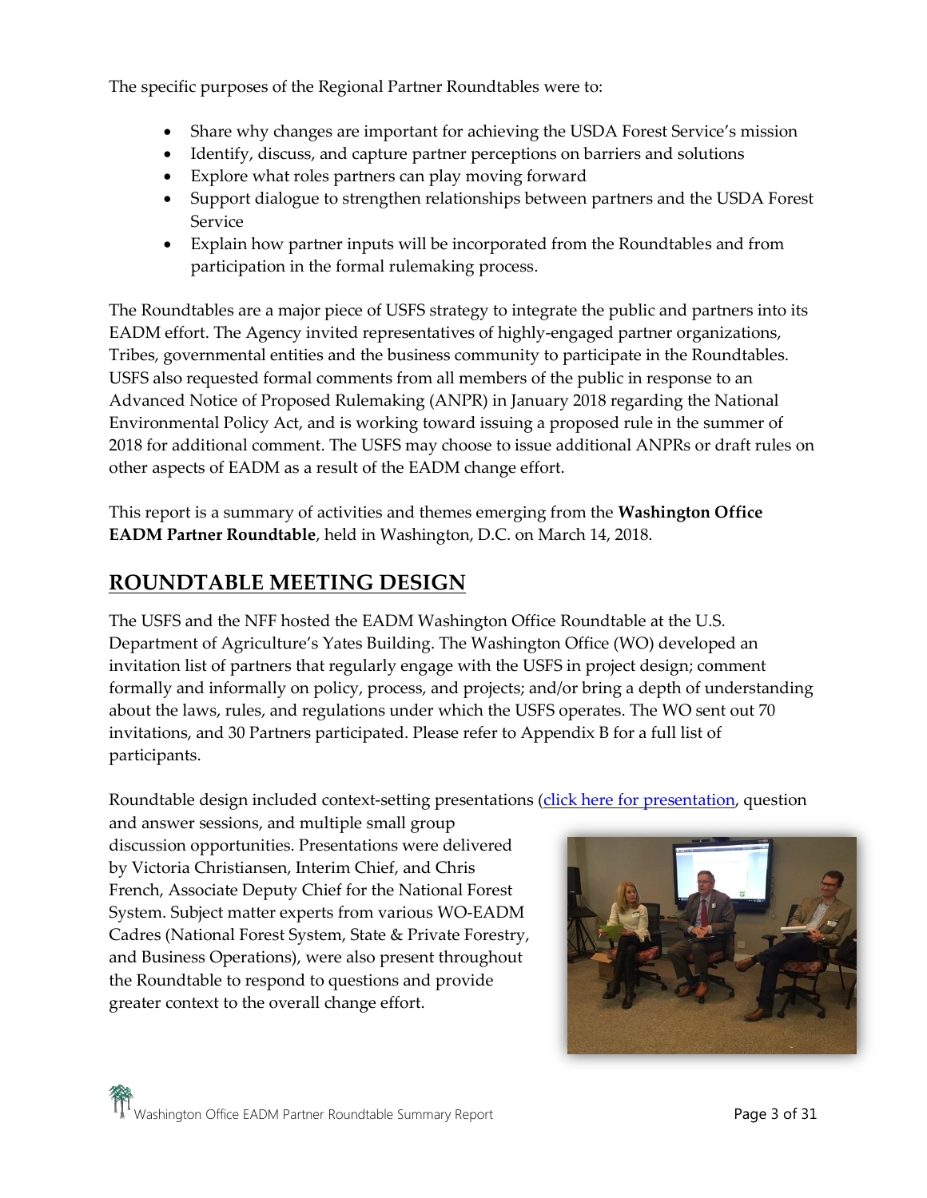The specific purposes of the Regional Partner Roundtables were to:

- Share why changes are important for achieving the USDA Forest Service's mission
- Identify, discuss, and capture partner perceptions on barriers and solutions
- Explore what roles partners can play moving forward
- Support dialogue to strengthen relationships between partners and the USDA Forest Service
- Explain how partner inputs will be incorporated from the Roundtables and from participation in the formal rulemaking process.

The Roundtables are a major piece of USFS strategy to integrate the public and partners into its EADM effort. The Agency invited representatives of highly-engaged partner organizations, Tribes, governmental entities and the business community to participate in the Roundtables. USFS also requested formal comments from all members of the public in response to an Advanced Notice of Proposed Rulemaking (ANPR) in January 2018 regarding the National Environmental Policy Act, and is working toward issuing a proposed rule in the summer of 2018 for additional comment. The USFS may choose to issue additional ANPRs or draft rules on other aspects of EADM as a result of the EADM change effort.

This report is a summary of activities and themes emerging from the **Washington Office EADM Partner Roundtable**, held in Washington, D.C. on March 14, 2018.

## ROUNDTABLE MEETING DESIGN

The USFS and the NFF hosted the EADM Washington Office Roundtable at the U.S. Department of Agriculture's Yates Building. The Washington Office (WO) developed an invitation list of partners that regularly engage with the USFS in project design; comment formally and informally on policy, process, and projects; and/or bring a depth of understanding about the laws, rules, and regulations under which the USFS operates. The WO sent out 70 invitations, and 30 Partners participated. Please refer to Appendix B for a full list of participants.

Roundtable design included context-setting presentations (click here for presentation), question and answer sessions, and multiple small group discussion opportunities. Presentations were delivered by Victoria Christiansen, Interim Chief, and Chris French, Associate Deputy Chief for the National Forest System. Subject matter experts from various WO-EADM Cadres (National Forest System, State & Private Forestry, and Business Operations), were also present throughout the Roundtable to respond to questions and provide greater context to the overall change effort.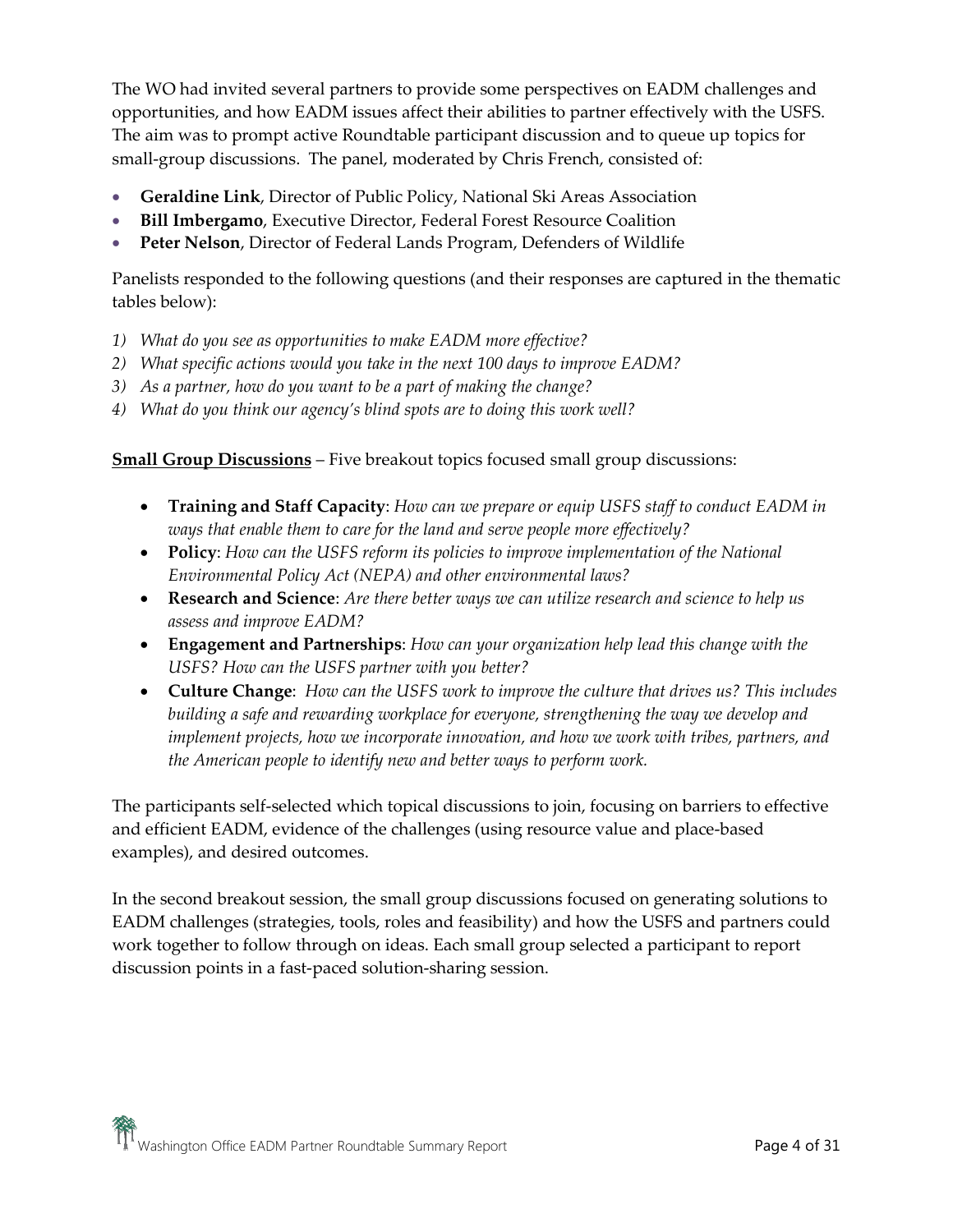The WO had invited several partners to provide some perspectives on EADM challenges and opportunities, and how EADM issues affect their abilities to partner effectively with the USFS. The aim was to prompt active Roundtable participant discussion and to queue up topics for small-group discussions. The panel, moderated by Chris French, consisted of:

- **Geraldine Link**, Director of Public Policy, National Ski Areas Association
- **Bill Imbergamo**, Executive Director, Federal Forest Resource Coalition
- **Peter Nelson**, Director of Federal Lands Program, Defenders of Wildlife

Panelists responded to the following questions (and their responses are captured in the thematic tables below):

1) *What do you see as opportunities to make EADM more effective?*
2) *What specific actions would you take in the next 100 days to improve EADM?*
3) *As a partner, how do you want to be a part of making the change?*
4) *What do you think our agency's blind spots are to doing this work well?*

**Small Group Discussions** – Five breakout topics focused small group discussions:

- **Training and Staff Capacity**: *How can we prepare or equip USFS staff to conduct EADM in ways that enable them to care for the land and serve people more effectively?*
- **Policy**: *How can the USFS reform its policies to improve implementation of the National Environmental Policy Act (NEPA) and other environmental laws?*
- **Research and Science**: *Are there better ways we can utilize research and science to help us assess and improve EADM?*
- **Engagement and Partnerships**: *How can your organization help lead this change with the USFS? How can the USFS partner with you better?*
- **Culture Change**: *How can the USFS work to improve the culture that drives us? This includes building a safe and rewarding workplace for everyone, strengthening the way we develop and implement projects, how we incorporate innovation, and how we work with tribes, partners, and the American people to identify new and better ways to perform work.*

The participants self-selected which topical discussions to join, focusing on barriers to effective and efficient EADM, evidence of the challenges (using resource value and place-based examples), and desired outcomes.

In the second breakout session, the small group discussions focused on generating solutions to EADM challenges (strategies, tools, roles and feasibility) and how the USFS and partners could work together to follow through on ideas. Each small group selected a participant to report discussion points in a fast-paced solution-sharing session.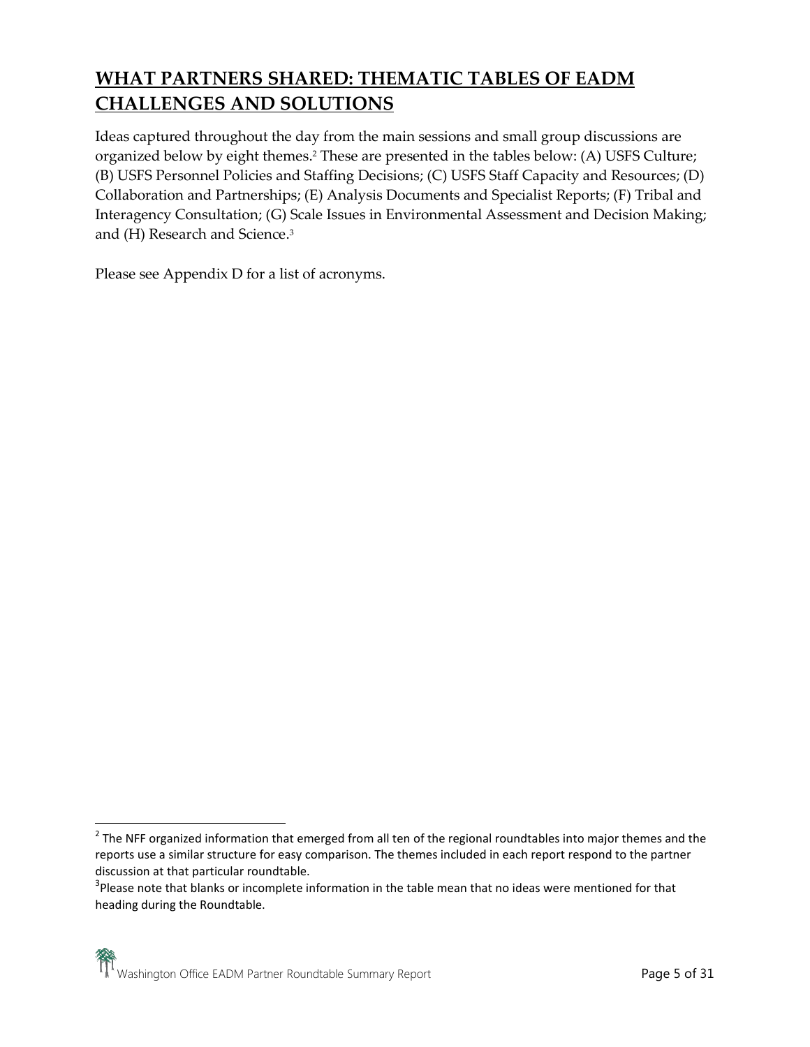## WHAT PARTNERS SHARED: THEMATIC TABLES OF EADM CHALLENGES AND SOLUTIONS

Ideas captured throughout the day from the main sessions and small group discussions are organized below by eight themes.[2] These are presented in the tables below: (A) USFS Culture; (B) USFS Personnel Policies and Staffing Decisions; (C) USFS Staff Capacity and Resources; (D) Collaboration and Partnerships; (E) Analysis Documents and Specialist Reports; (F) Tribal and Interagency Consultation; (G) Scale Issues in Environmental Assessment and Decision Making; and (H) Research and Science.[3]

Please see Appendix D for a list of acronyms.

---

[2] The NFF organized information that emerged from all ten of the regional roundtables into major themes and the reports use a similar structure for easy comparison. The themes included in each report respond to the partner discussion at that particular roundtable.

[3] Please note that blanks or incomplete information in the table mean that no ideas were mentioned for that heading during the Roundtable.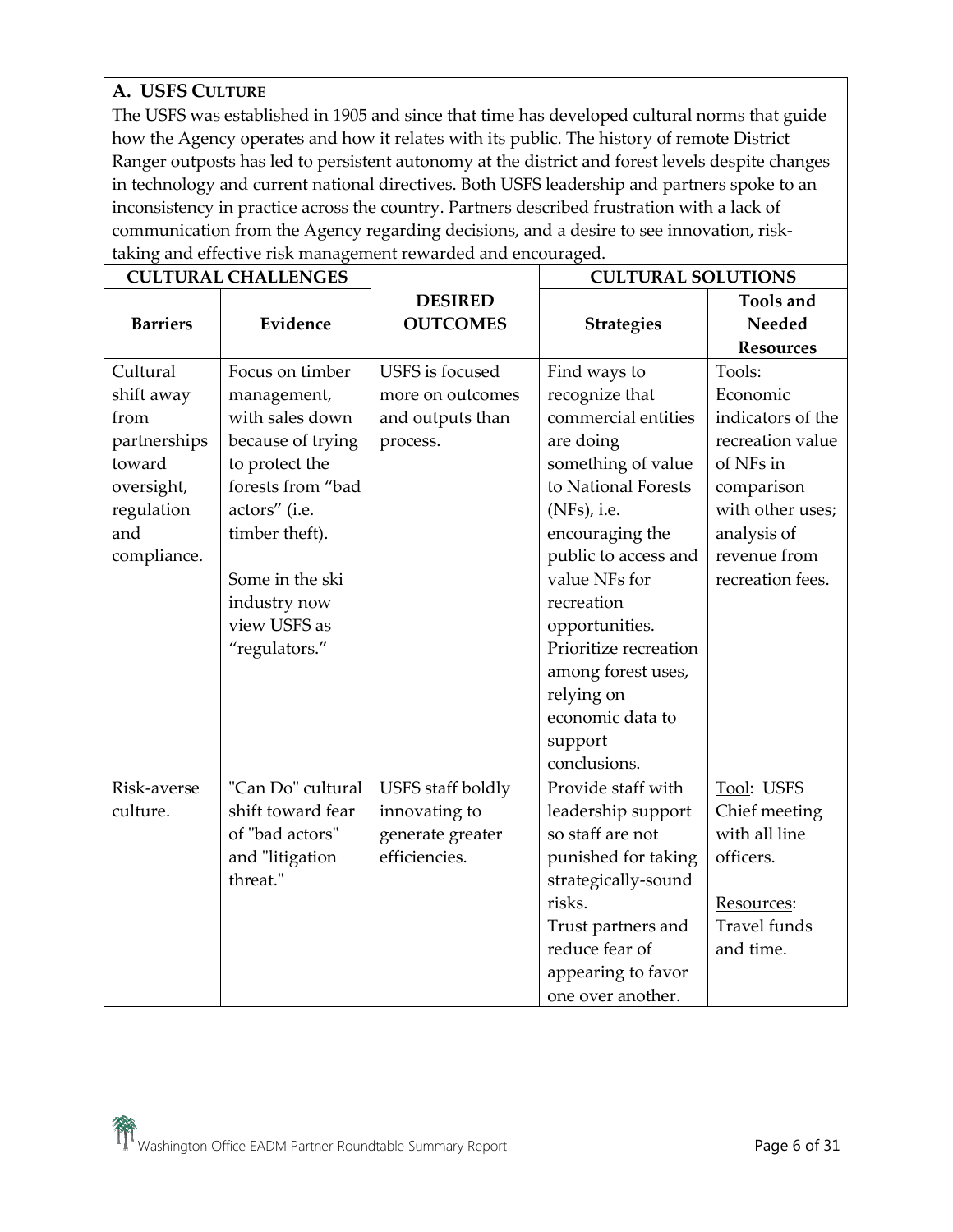## A. USFS CULTURE

The USFS was established in 1905 and since that time has developed cultural norms that guide how the Agency operates and how it relates with its public. The history of remote District Ranger outposts has led to persistent autonomy at the district and forest levels despite changes in technology and current national directives. Both USFS leadership and partners spoke to an inconsistency in practice across the country. Partners described frustration with a lack of communication from the Agency regarding decisions, and a desire to see innovation, risk-taking and effective risk management rewarded and encouraged.

| CULTURAL CHALLENGES | | | CULTURAL SOLUTIONS | |
|---|---|---|---|---|
| **Barriers** | **Evidence** | **DESIRED OUTCOMES** | **Strategies** | **Tools and Needed Resources** |
| Cultural shift away from partnerships toward oversight, regulation and compliance. | Focus on timber management, with sales down because of trying to protect the forests from "bad actors" (i.e. timber theft).<br><br>Some in the ski industry now view USFS as "regulators." | USFS is focused more on outcomes and outputs than process. | Find ways to recognize that commercial entities are doing something of value to National Forests (NFs), i.e. encouraging the public to access and value NFs for recreation opportunities.<br>Prioritize recreation among forest uses, relying on economic data to support conclusions. | Tools: Economic indicators of the recreation value of NFs in comparison with other uses; analysis of revenue from recreation fees. |
| Risk-averse culture. | "Can Do" cultural shift toward fear of "bad actors" and "litigation threat." | USFS staff boldly innovating to generate greater efficiencies. | Provide staff with leadership support so staff are not punished for taking strategically-sound risks.<br>Trust partners and reduce fear of appearing to favor one over another. | Tool: USFS Chief meeting with all line officers.<br><br>Resources: Travel funds and time. |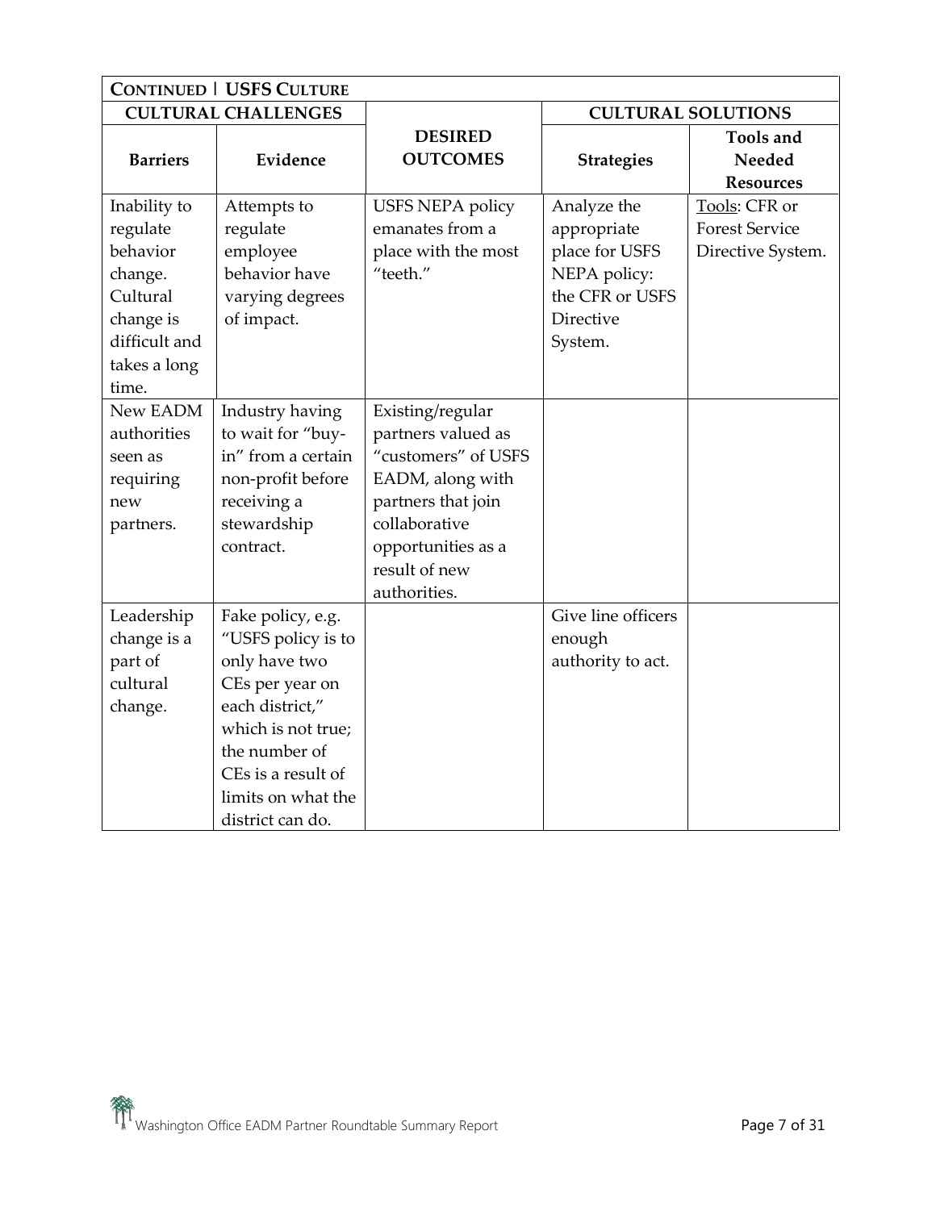| **CONTINUED \| USFS CULTURE** | | | | |
|---|---|---|---|---|
| **CULTURAL CHALLENGES** | | **DESIRED OUTCOMES** | **CULTURAL SOLUTIONS** | |
| **Barriers** | **Evidence** | | **Strategies** | **Tools and Needed Resources** |
| Inability to regulate behavior change. Cultural change is difficult and takes a long time. | Attempts to regulate employee behavior have varying degrees of impact. | USFS NEPA policy emanates from a place with the most "teeth." | Analyze the appropriate place for USFS NEPA policy: the CFR or USFS Directive System. | Tools: CFR or Forest Service Directive System. |
| New EADM authorities seen as requiring new partners. | Industry having to wait for "buy-in" from a certain non-profit before receiving a stewardship contract. | Existing/regular partners valued as "customers" of USFS EADM, along with partners that join collaborative opportunities as a result of new authorities. | | |
| Leadership change is a part of cultural change. | Fake policy, e.g. "USFS policy is to only have two CEs per year on each district," which is not true; the number of CEs is a result of limits on what the district can do. | | Give line officers enough authority to act. | |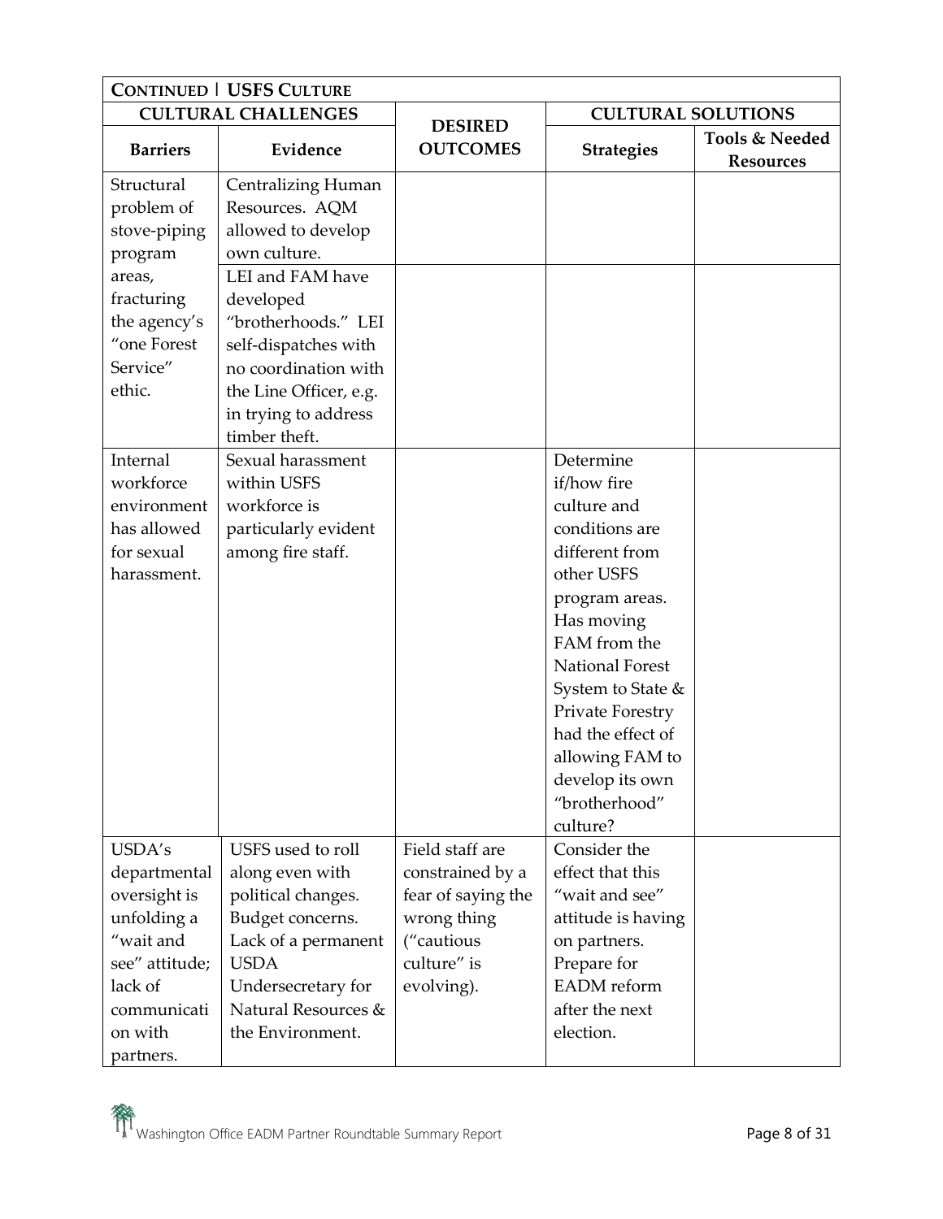| CONTINUED \| USFS CULTURE | | | | |
|---|---|---|---|---|
| **CULTURAL CHALLENGES** | | **DESIRED OUTCOMES** | **CULTURAL SOLUTIONS** | |
| **Barriers** | **Evidence** | | **Strategies** | **Tools & Needed Resources** |
| Structural problem of stove-piping program areas, fracturing the agency's "one Forest Service" ethic. | Centralizing Human Resources. AQM allowed to develop own culture. | | | |
| | LEI and FAM have developed "brotherhoods." LEI self-dispatches with no coordination with the Line Officer, e.g. in trying to address timber theft. | | | |
| Internal workforce environment has allowed for sexual harassment. | Sexual harassment within USFS workforce is particularly evident among fire staff. | | Determine if/how fire culture and conditions are different from other USFS program areas. Has moving FAM from the National Forest System to State & Private Forestry had the effect of allowing FAM to develop its own "brotherhood" culture? | |
| USDA's departmental oversight is unfolding a "wait and see" attitude; lack of communication with partners. | USFS used to roll along even with political changes. Budget concerns. Lack of a permanent USDA Undersecretary for Natural Resources & the Environment. | Field staff are constrained by a fear of saying the wrong thing ("cautious culture" is evolving). | Consider the effect that this "wait and see" attitude is having on partners. Prepare for EADM reform after the next election. | |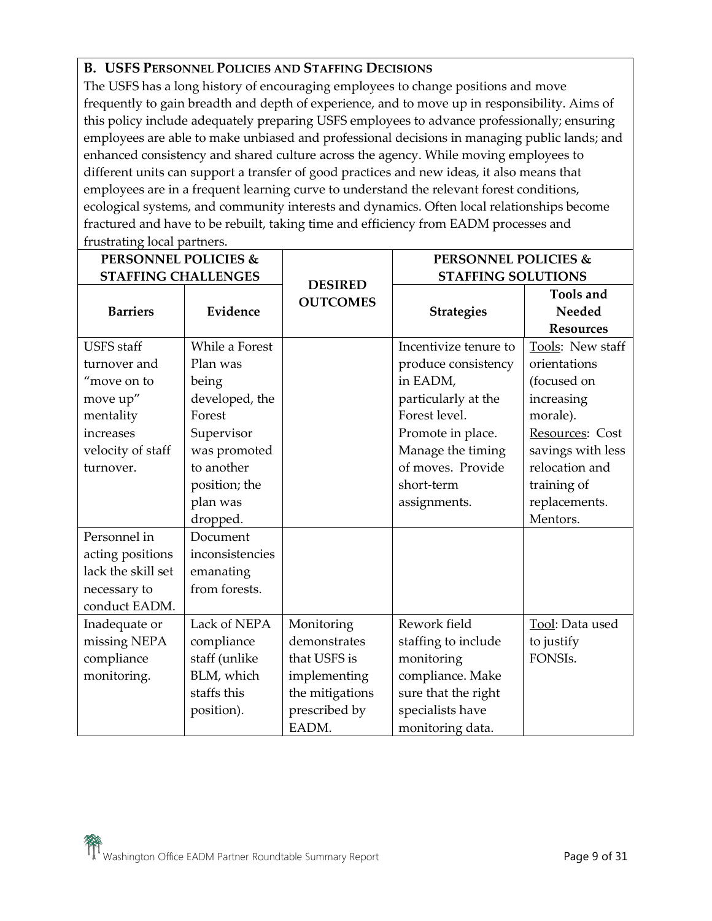### B. USFS Personnel Policies and Staffing Decisions

The USFS has a long history of encouraging employees to change positions and move frequently to gain breadth and depth of experience, and to move up in responsibility. Aims of this policy include adequately preparing USFS employees to advance professionally; ensuring employees are able to make unbiased and professional decisions in managing public lands; and enhanced consistency and shared culture across the agency. While moving employees to different units can support a transfer of good practices and new ideas, it also means that employees are in a frequent learning curve to understand the relevant forest conditions, ecological systems, and community interests and dynamics. Often local relationships become fractured and have to be rebuilt, taking time and efficiency from EADM processes and frustrating local partners.

| **PERSONNEL POLICIES & STAFFING CHALLENGES** | | **DESIRED OUTCOMES** | **PERSONNEL POLICIES & STAFFING SOLUTIONS** | |
|---|---|---|---|---|
| **Barriers** | **Evidence** | | **Strategies** | **Tools and Needed Resources** |
| USFS staff turnover and "move on to move up" mentality increases velocity of staff turnover. | While a Forest Plan was being developed, the Forest Supervisor was promoted to another position; the plan was dropped. | | Incentivize tenure to produce consistency in EADM, particularly at the Forest level. Promote in place. Manage the timing of moves. Provide short-term assignments. | Tools: New staff orientations (focused on increasing morale). Resources: Cost savings with less relocation and training of replacements. Mentors. |
| Personnel in acting positions lack the skill set necessary to conduct EADM. | Document inconsistencies emanating from forests. | | | |
| Inadequate or missing NEPA compliance monitoring. | Lack of NEPA compliance staff (unlike BLM, which staffs this position). | Monitoring demonstrates that USFS is implementing the mitigations prescribed by EADM. | Rework field staffing to include monitoring compliance. Make sure that the right specialists have monitoring data. | Tool: Data used to justify FONSIs. |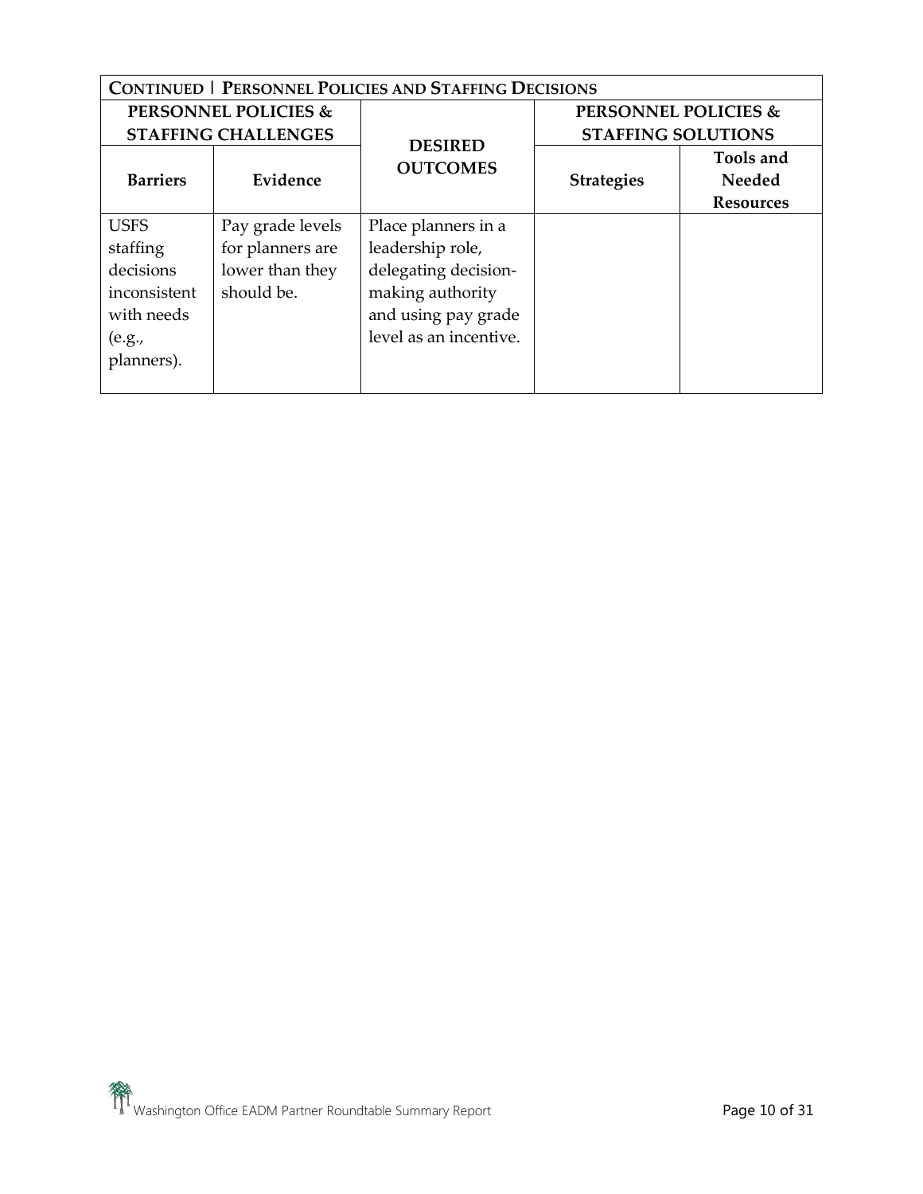| **Continued \| Personnel Policies and Staffing Decisions** | | | | |
|---|---|---|---|---|
| **PERSONNEL POLICIES & STAFFING CHALLENGES** | | **DESIRED OUTCOMES** | **PERSONNEL POLICIES & STAFFING SOLUTIONS** | |
| **Barriers** | **Evidence** | | **Strategies** | **Tools and Needed Resources** |
| USFS staffing decisions inconsistent with needs (e.g., planners). | Pay grade levels for planners are lower than they should be. | Place planners in a leadership role, delegating decision-making authority and using pay grade level as an incentive. | | |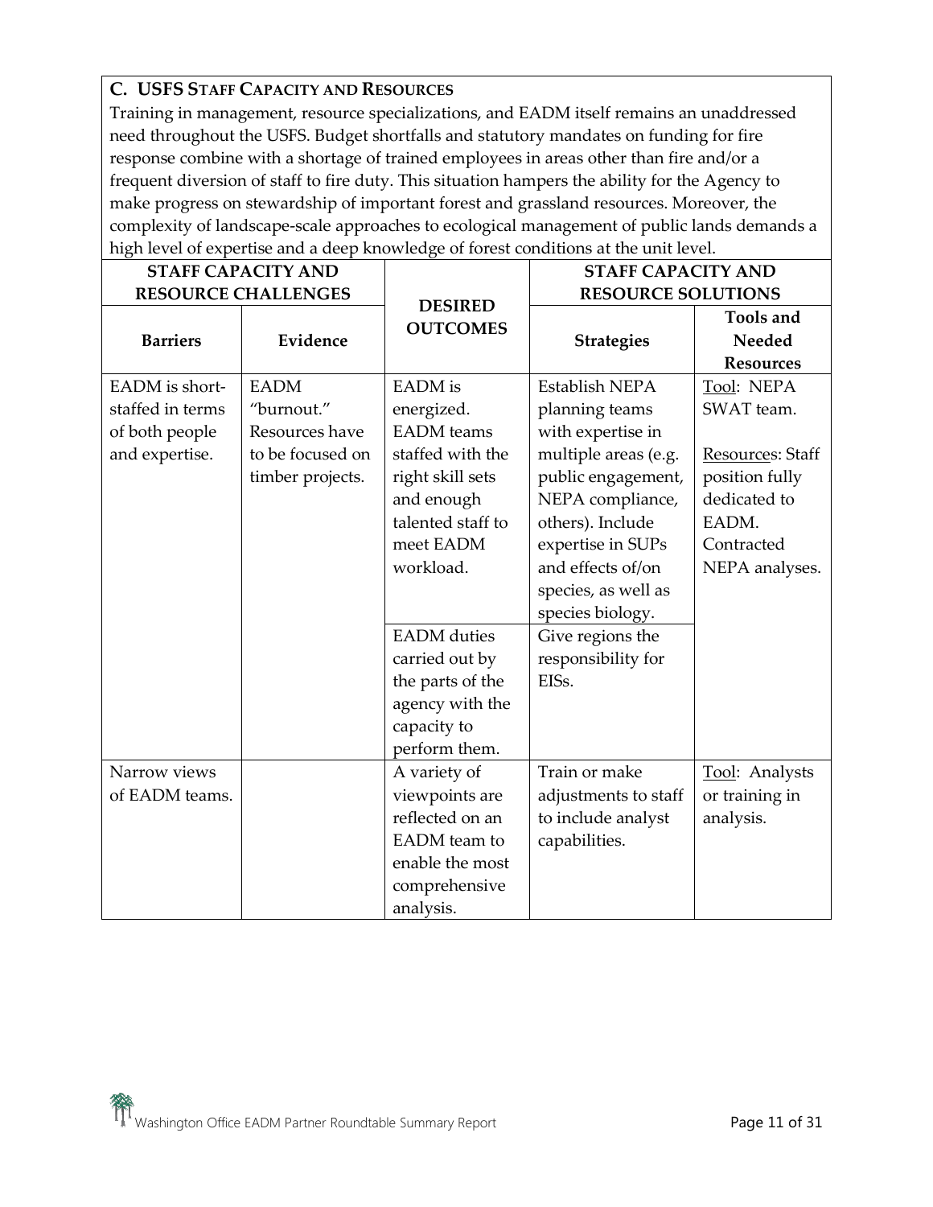## C. USFS Staff Capacity and Resources

Training in management, resource specializations, and EADM itself remains an unaddressed need throughout the USFS. Budget shortfalls and statutory mandates on funding for fire response combine with a shortage of trained employees in areas other than fire and/or a frequent diversion of staff to fire duty. This situation hampers the ability for the Agency to make progress on stewardship of important forest and grassland resources. Moreover, the complexity of landscape-scale approaches to ecological management of public lands demands a high level of expertise and a deep knowledge of forest conditions at the unit level.

| **STAFF CAPACITY AND RESOURCE CHALLENGES** | | **DESIRED OUTCOMES** | **STAFF CAPACITY AND RESOURCE SOLUTIONS** | |
|---|---|---|---|---|
| **Barriers** | **Evidence** | | **Strategies** | **Tools and Needed Resources** |
| EADM is short-staffed in terms of both people and expertise. | EADM "burnout." Resources have to be focused on timber projects. | EADM is energized. EADM teams staffed with the right skill sets and enough talented staff to meet EADM workload. | Establish NEPA planning teams with expertise in multiple areas (e.g. public engagement, NEPA compliance, others). Include expertise in SUPs and effects of/on species, as well as species biology. | Tool: NEPA SWAT team.<br><br>Resources: Staff position fully dedicated to EADM. Contracted NEPA analyses. |
| | | EADM duties carried out by the parts of the agency with the capacity to perform them. | Give regions the responsibility for EISs. | |
| Narrow views of EADM teams. | | A variety of viewpoints are reflected on an EADM team to enable the most comprehensive analysis. | Train or make adjustments to staff to include analyst capabilities. | Tool: Analysts or training in analysis. |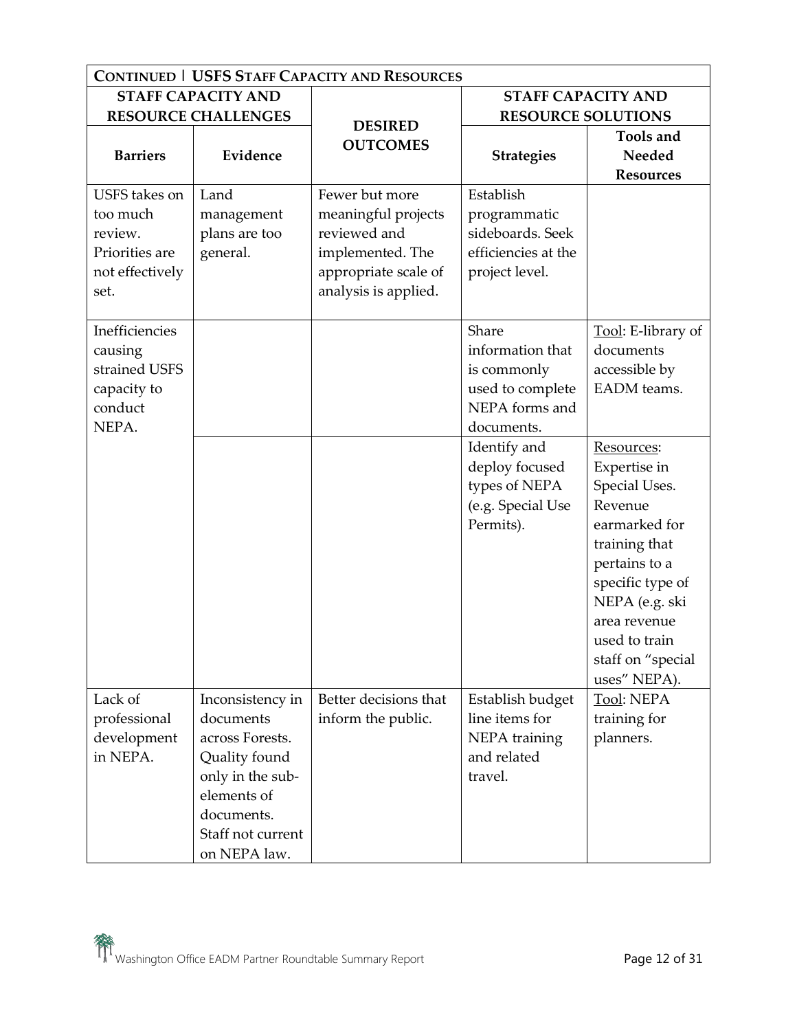| **CONTINUED \| USFS STAFF CAPACITY AND RESOURCES** | | | | |
|---|---|---|---|---|
| **STAFF CAPACITY AND RESOURCE CHALLENGES** | | **DESIRED OUTCOMES** | **STAFF CAPACITY AND RESOURCE SOLUTIONS** | |
| **Barriers** | **Evidence** | | **Strategies** | **Tools and Needed Resources** |
| USFS takes on too much review. Priorities are not effectively set. | Land management plans are too general. | Fewer but more meaningful projects reviewed and implemented. The appropriate scale of analysis is applied. | Establish programmatic sideboards. Seek efficiencies at the project level. | |
| Inefficiencies causing strained USFS capacity to conduct NEPA. | | | Share information that is commonly used to complete NEPA forms and documents. | Tool: E-library of documents accessible by EADM teams. |
| | | | Identify and deploy focused types of NEPA (e.g. Special Use Permits). | Resources: Expertise in Special Uses. Revenue earmarked for training that pertains to a specific type of NEPA (e.g. ski area revenue used to train staff on "special uses" NEPA). |
| Lack of professional development in NEPA. | Inconsistency in documents across Forests. Quality found only in the sub-elements of documents. Staff not current on NEPA law. | Better decisions that inform the public. | Establish budget line items for NEPA training and related travel. | Tool: NEPA training for planners. |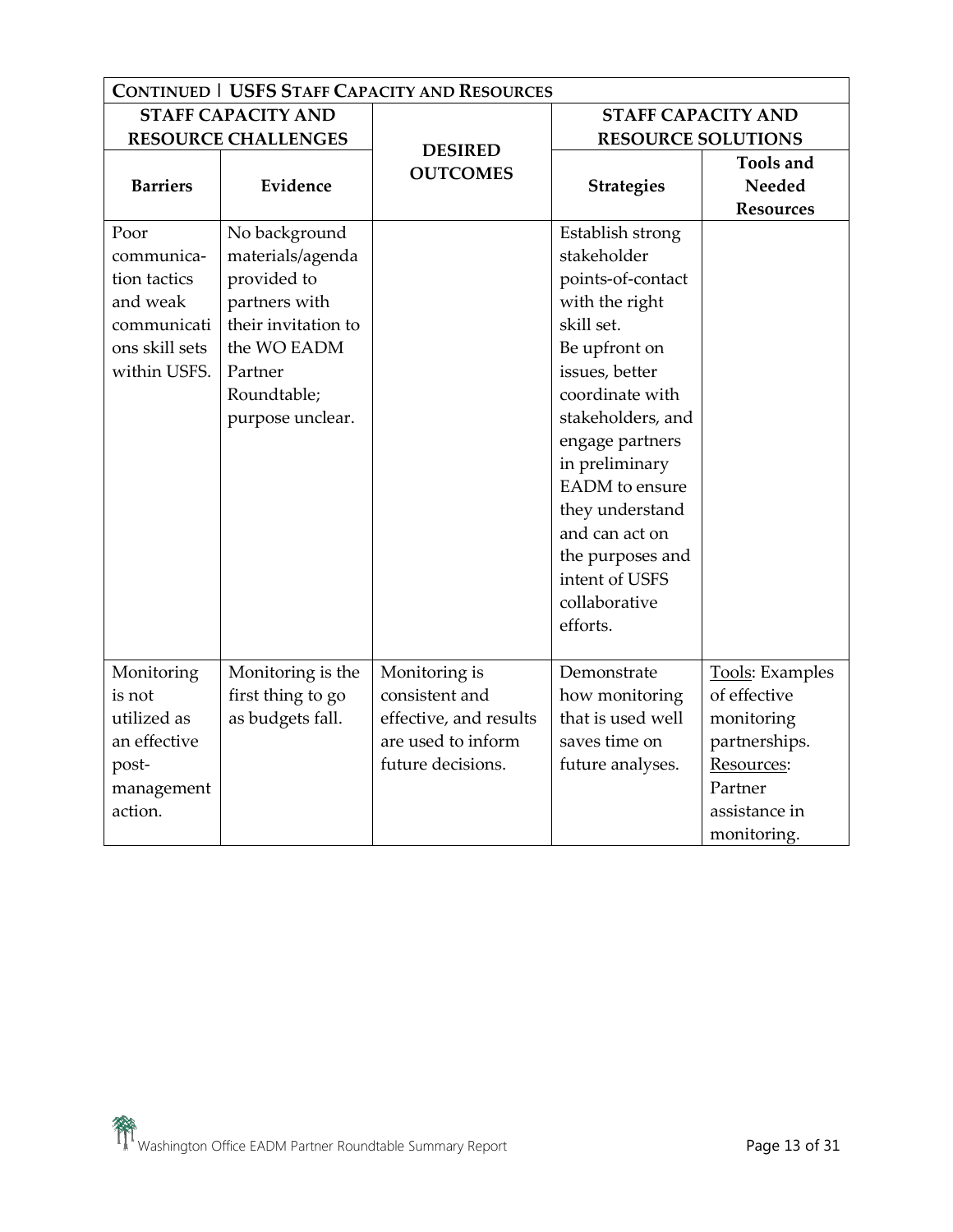| CONTINUED \| USFS STAFF CAPACITY AND RESOURCES | | | | |
|---|---|---|---|---|
| **STAFF CAPACITY AND RESOURCE CHALLENGES** | | **DESIRED OUTCOMES** | **STAFF CAPACITY AND RESOURCE SOLUTIONS** | |
| **Barriers** | **Evidence** | | **Strategies** | **Tools and Needed Resources** |
| Poor communication tactics and weak communications skill sets within USFS. | No background materials/agenda provided to partners with their invitation to the WO EADM Partner Roundtable; purpose unclear. | | Establish strong stakeholder points-of-contact with the right skill set. Be upfront on issues, better coordinate with stakeholders, and engage partners in preliminary EADM to ensure they understand and can act on the purposes and intent of USFS collaborative efforts. | |
| Monitoring is not utilized as an effective post-management action. | Monitoring is the first thing to go as budgets fall. | Monitoring is consistent and effective, and results are used to inform future decisions. | Demonstrate how monitoring that is used well saves time on future analyses. | Tools: Examples of effective monitoring partnerships. Resources: Partner assistance in monitoring. |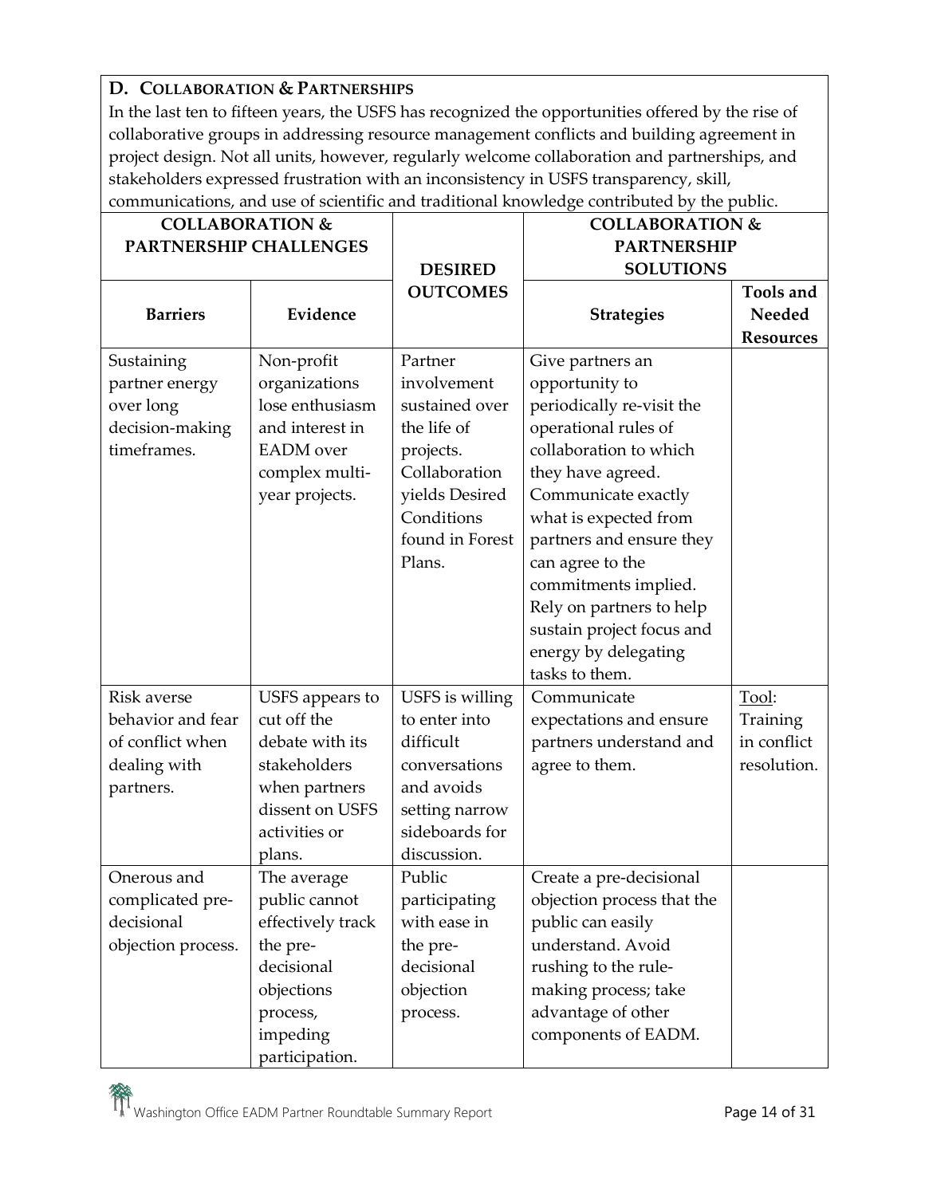## D. Collaboration & Partnerships

In the last ten to fifteen years, the USFS has recognized the opportunities offered by the rise of collaborative groups in addressing resource management conflicts and building agreement in project design. Not all units, however, regularly welcome collaboration and partnerships, and stakeholders expressed frustration with an inconsistency in USFS transparency, skill, communications, and use of scientific and traditional knowledge contributed by the public.

| COLLABORATION & PARTNERSHIP CHALLENGES | | DESIRED OUTCOMES | COLLABORATION & PARTNERSHIP SOLUTIONS | |
|---|---|---|---|---|
| **Barriers** | **Evidence** | | **Strategies** | **Tools and Needed Resources** |
| Sustaining partner energy over long decision-making timeframes. | Non-profit organizations lose enthusiasm and interest in EADM over complex multi-year projects. | Partner involvement sustained over the life of projects. Collaboration yields Desired Conditions found in Forest Plans. | Give partners an opportunity to periodically re-visit the operational rules of collaboration to which they have agreed. Communicate exactly what is expected from partners and ensure they can agree to the commitments implied. Rely on partners to help sustain project focus and energy by delegating tasks to them. | |
| Risk averse behavior and fear of conflict when dealing with partners. | USFS appears to cut off the debate with its stakeholders when partners dissent on USFS activities or plans. | USFS is willing to enter into difficult conversations and avoids setting narrow sideboards for discussion. | Communicate expectations and ensure partners understand and agree to them. | Tool: Training in conflict resolution. |
| Onerous and complicated pre-decisional objection process. | The average public cannot effectively track the pre-decisional objections process, impeding participation. | Public participating with ease in the pre-decisional objection process. | Create a pre-decisional objection process that the public can easily understand. Avoid rushing to the rule-making process; take advantage of other components of EADM. | |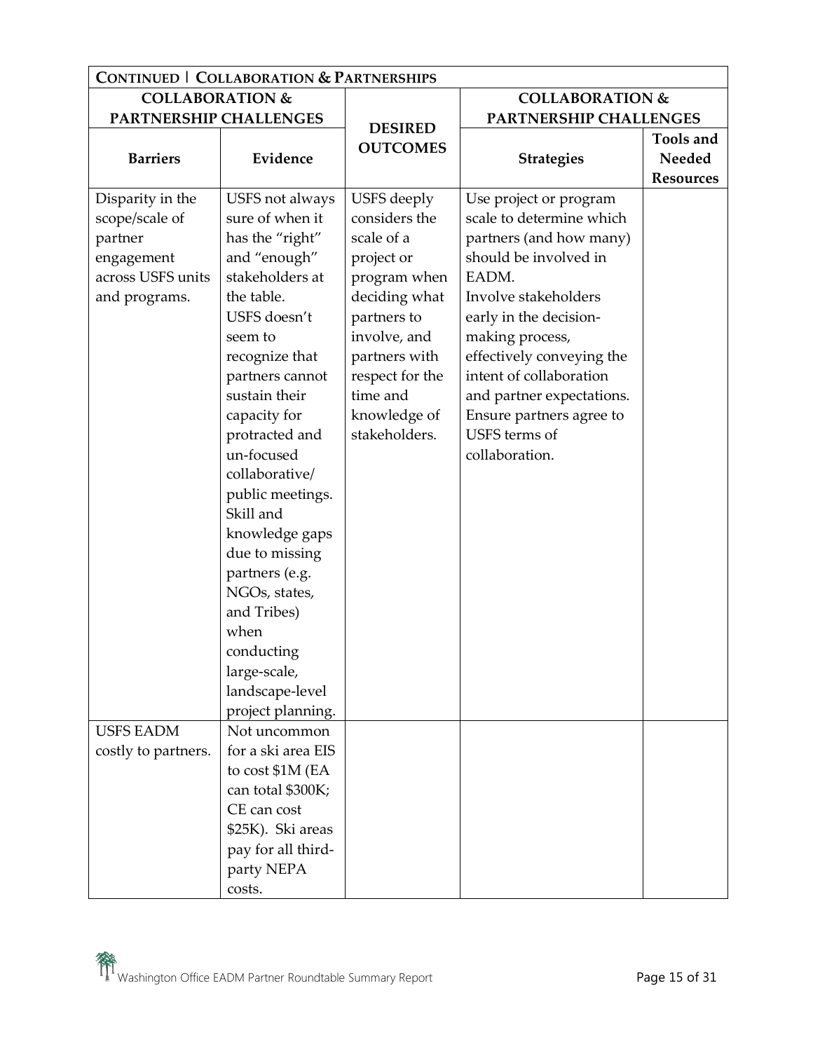| CONTINUED \| COLLABORATION & PARTNERSHIPS | | | | |
|---|---|---|---|---|
| COLLABORATION & PARTNERSHIP CHALLENGES | | DESIRED OUTCOMES | COLLABORATION & PARTNERSHIP CHALLENGES | |
| **Barriers** | **Evidence** | | **Strategies** | **Tools and Needed Resources** |
| Disparity in the scope/scale of partner engagement across USFS units and programs. | USFS not always sure of when it has the "right" and "enough" stakeholders at the table. USFS doesn't seem to recognize that partners cannot sustain their capacity for protracted and un-focused collaborative/ public meetings. Skill and knowledge gaps due to missing partners (e.g. NGOs, states, and Tribes) when conducting large-scale, landscape-level project planning. | USFS deeply considers the scale of a project or program when deciding what partners to involve, and partners with respect for the time and knowledge of stakeholders. | Use project or program scale to determine which partners (and how many) should be involved in EADM. Involve stakeholders early in the decision-making process, effectively conveying the intent of collaboration and partner expectations. Ensure partners agree to USFS terms of collaboration. | |
| USFS EADM costly to partners. | Not uncommon for a ski area EIS to cost $1M (EA can total $300K; CE can cost $25K). Ski areas pay for all third-party NEPA costs. | | | |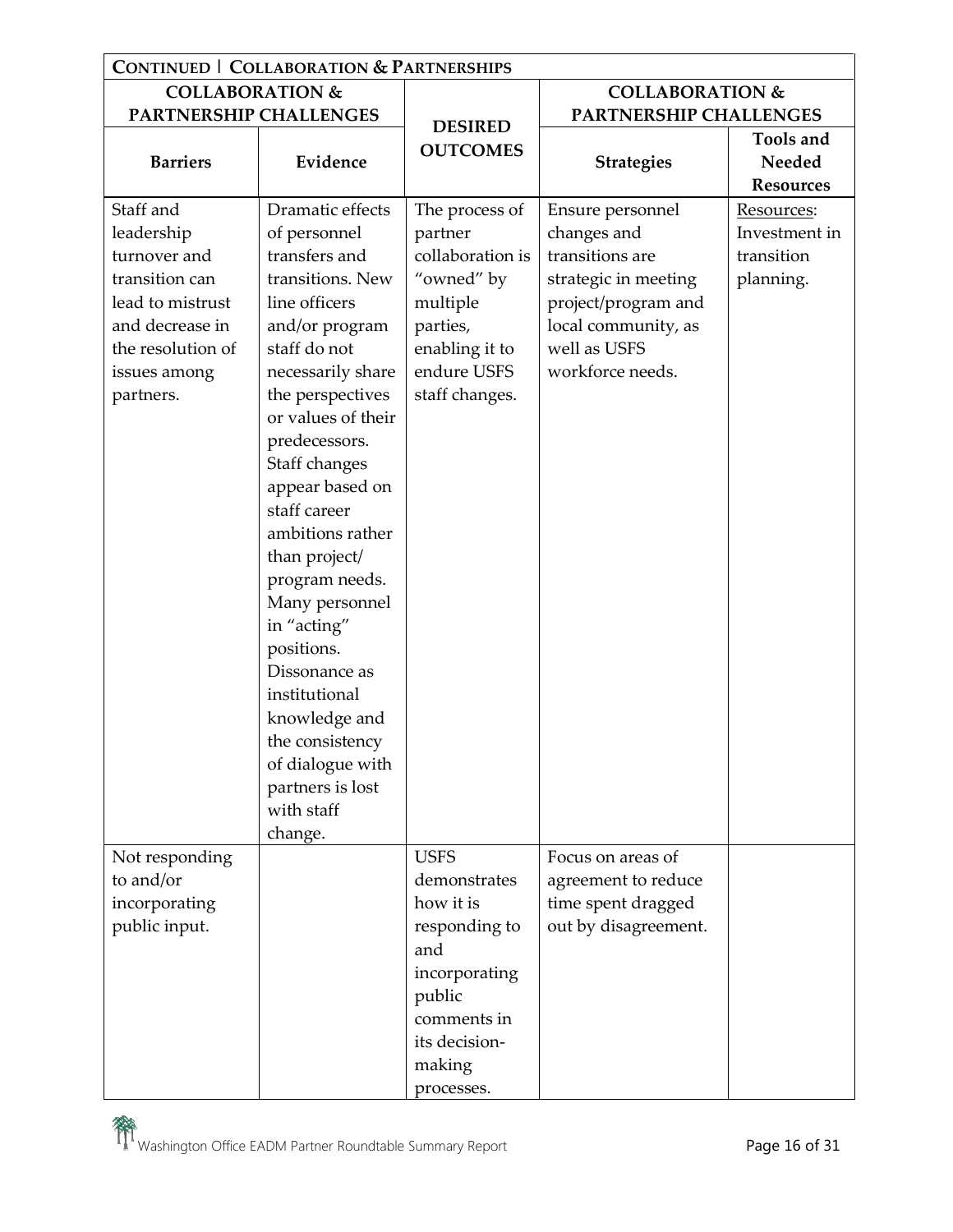| CONTINUED \| COLLABORATION & PARTNERSHIPS | | | | |
|---|---|---|---|---|
| COLLABORATION & PARTNERSHIP CHALLENGES | | DESIRED OUTCOMES | COLLABORATION & PARTNERSHIP CHALLENGES | |
| **Barriers** | **Evidence** | | **Strategies** | **Tools and Needed Resources** |
| Staff and leadership turnover and transition can lead to mistrust and decrease in the resolution of issues among partners. | Dramatic effects of personnel transfers and transitions. New line officers and/or program staff do not necessarily share the perspectives or values of their predecessors. Staff changes appear based on staff career ambitions rather than project/ program needs. Many personnel in "acting" positions. Dissonance as institutional knowledge and the consistency of dialogue with partners is lost with staff change. | The process of partner collaboration is "owned" by multiple parties, enabling it to endure USFS staff changes. | Ensure personnel changes and transitions are strategic in meeting project/program and local community, as well as USFS workforce needs. | Resources: Investment in transition planning. |
| Not responding to and/or incorporating public input. | | USFS demonstrates how it is responding to and incorporating public comments in its decision-making processes. | Focus on areas of agreement to reduce time spent dragged out by disagreement. | |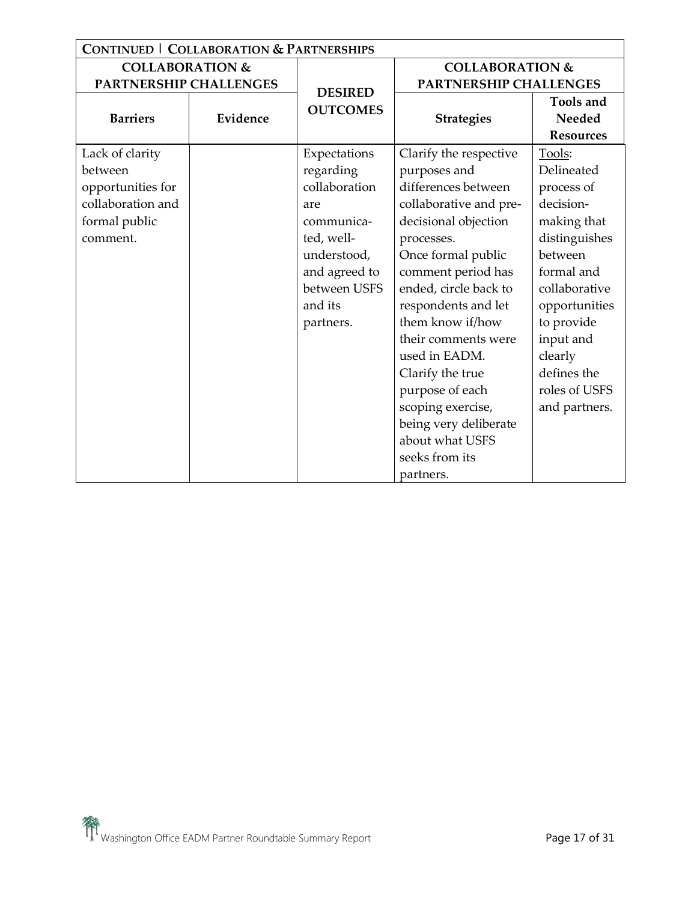| **CONTINUED \| COLLABORATION & PARTNERSHIPS** | | | | |
|---|---|---|---|---|
| **COLLABORATION & PARTNERSHIP CHALLENGES** | | **DESIRED OUTCOMES** | **COLLABORATION & PARTNERSHIP CHALLENGES** | |
| **Barriers** | **Evidence** | | **Strategies** | **Tools and Needed Resources** |
| Lack of clarity between opportunities for collaboration and formal public comment. | | Expectations regarding collaboration are communicated, well-understood, and agreed to between USFS and its partners. | Clarify the respective purposes and differences between collaborative and pre-decisional objection processes. Once formal public comment period has ended, circle back to respondents and let them know if/how their comments were used in EADM. Clarify the true purpose of each scoping exercise, being very deliberate about what USFS seeks from its partners. | Tools: Delineated process of decision-making that distinguishes between formal and collaborative opportunities to provide input and clearly defines the roles of USFS and partners. |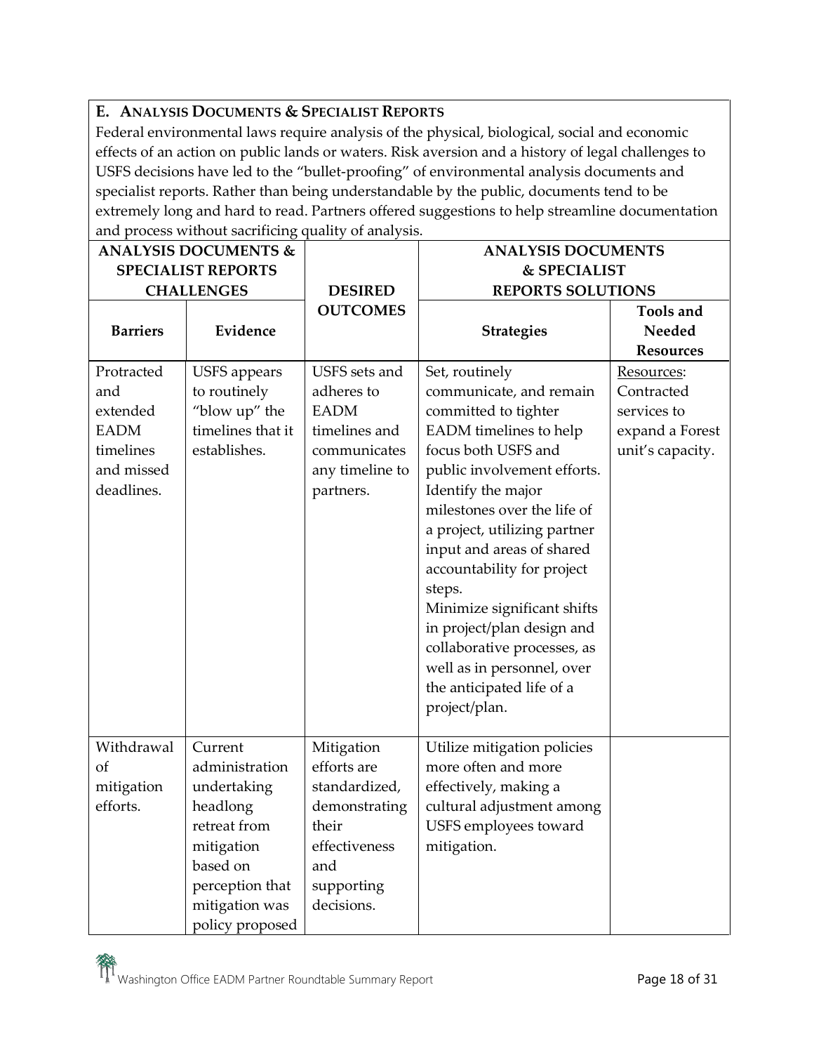## E. Analysis Documents & Specialist Reports

Federal environmental laws require analysis of the physical, biological, social and economic effects of an action on public lands or waters. Risk aversion and a history of legal challenges to USFS decisions have led to the "bullet-proofing" of environmental analysis documents and specialist reports. Rather than being understandable by the public, documents tend to be extremely long and hard to read. Partners offered suggestions to help streamline documentation and process without sacrificing quality of analysis.

| **ANALYSIS DOCUMENTS & SPECIALIST REPORTS CHALLENGES** | | **DESIRED OUTCOMES** | **ANALYSIS DOCUMENTS & SPECIALIST REPORTS SOLUTIONS** | |
|---|---|---|---|---|
| **Barriers** | **Evidence** | | **Strategies** | **Tools and Needed Resources** |
| Protracted and extended EADM timelines and missed deadlines. | USFS appears to routinely "blow up" the timelines that it establishes. | USFS sets and adheres to EADM timelines and communicates any timeline to partners. | Set, routinely communicate, and remain committed to tighter EADM timelines to help focus both USFS and public involvement efforts.<br>Identify the major milestones over the life of a project, utilizing partner input and areas of shared accountability for project steps.<br>Minimize significant shifts in project/plan design and collaborative processes, as well as in personnel, over the anticipated life of a project/plan. | Resources: Contracted services to expand a Forest unit's capacity. |
| Withdrawal of mitigation efforts. | Current administration undertaking headlong retreat from mitigation based on perception that mitigation was policy proposed | Mitigation efforts are standardized, demonstrating their effectiveness and supporting decisions. | Utilize mitigation policies more often and more effectively, making a cultural adjustment among USFS employees toward mitigation. | |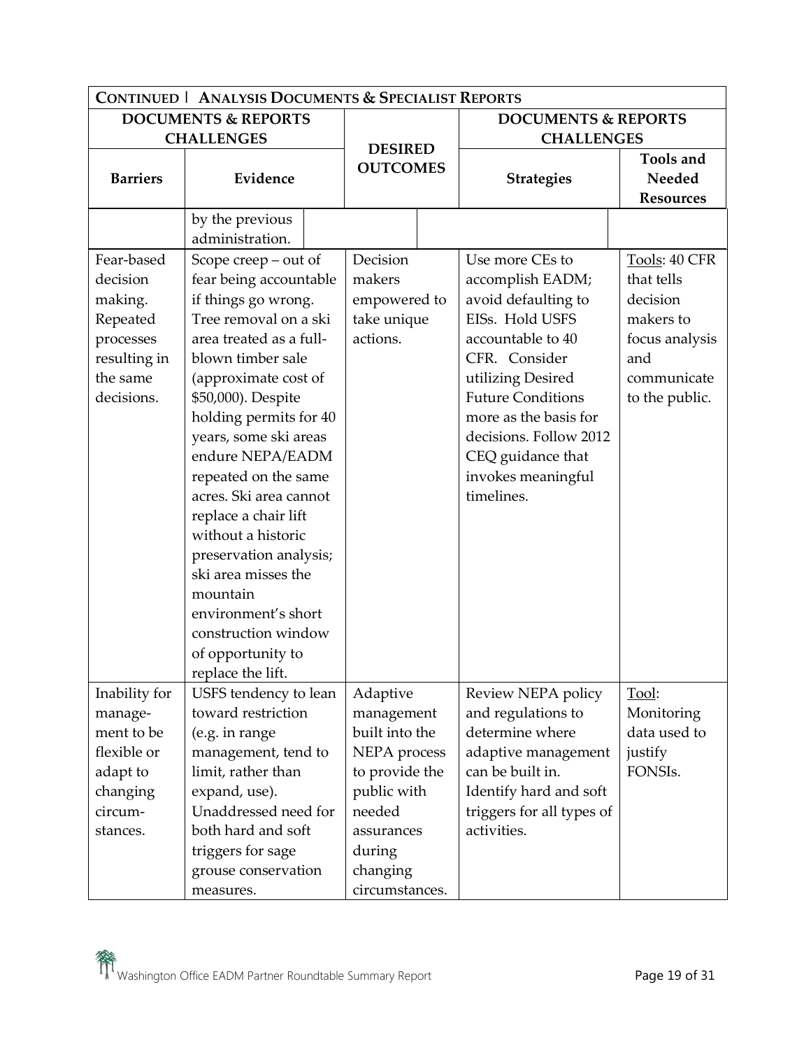| CONTINUED \| ANALYSIS DOCUMENTS & SPECIALIST REPORTS | | | | |
|---|---|---|---|---|
| DOCUMENTS & REPORTS CHALLENGES | | DESIRED OUTCOMES | DOCUMENTS & REPORTS CHALLENGES | |
| Barriers | Evidence | | Strategies | Tools and Needed Resources |
| | by the previous administration. | | | |
| Fear-based decision making. Repeated processes resulting in the same decisions. | Scope creep – out of fear being accountable if things go wrong. Tree removal on a ski area treated as a full-blown timber sale (approximate cost of $50,000). Despite holding permits for 40 years, some ski areas endure NEPA/EADM repeated on the same acres. Ski area cannot replace a chair lift without a historic preservation analysis; ski area misses the mountain environment's short construction window of opportunity to replace the lift. | Decision makers empowered to take unique actions. | Use more CEs to accomplish EADM; avoid defaulting to EISs. Hold USFS accountable to 40 CFR. Consider utilizing Desired Future Conditions more as the basis for decisions. Follow 2012 CEQ guidance that invokes meaningful timelines. | Tools: 40 CFR that tells decision makers to focus analysis and communicate to the public. |
| Inability for management to be flexible or adapt to changing circumstances. | USFS tendency to lean toward restriction (e.g. in range management, tend to limit, rather than expand, use). Unaddressed need for both hard and soft triggers for sage grouse conservation measures. | Adaptive management built into the NEPA process to provide the public with needed assurances during changing circumstances. | Review NEPA policy and regulations to determine where adaptive management can be built in. Identify hard and soft triggers for all types of activities. | Tool: Monitoring data used to justify FONSIs. |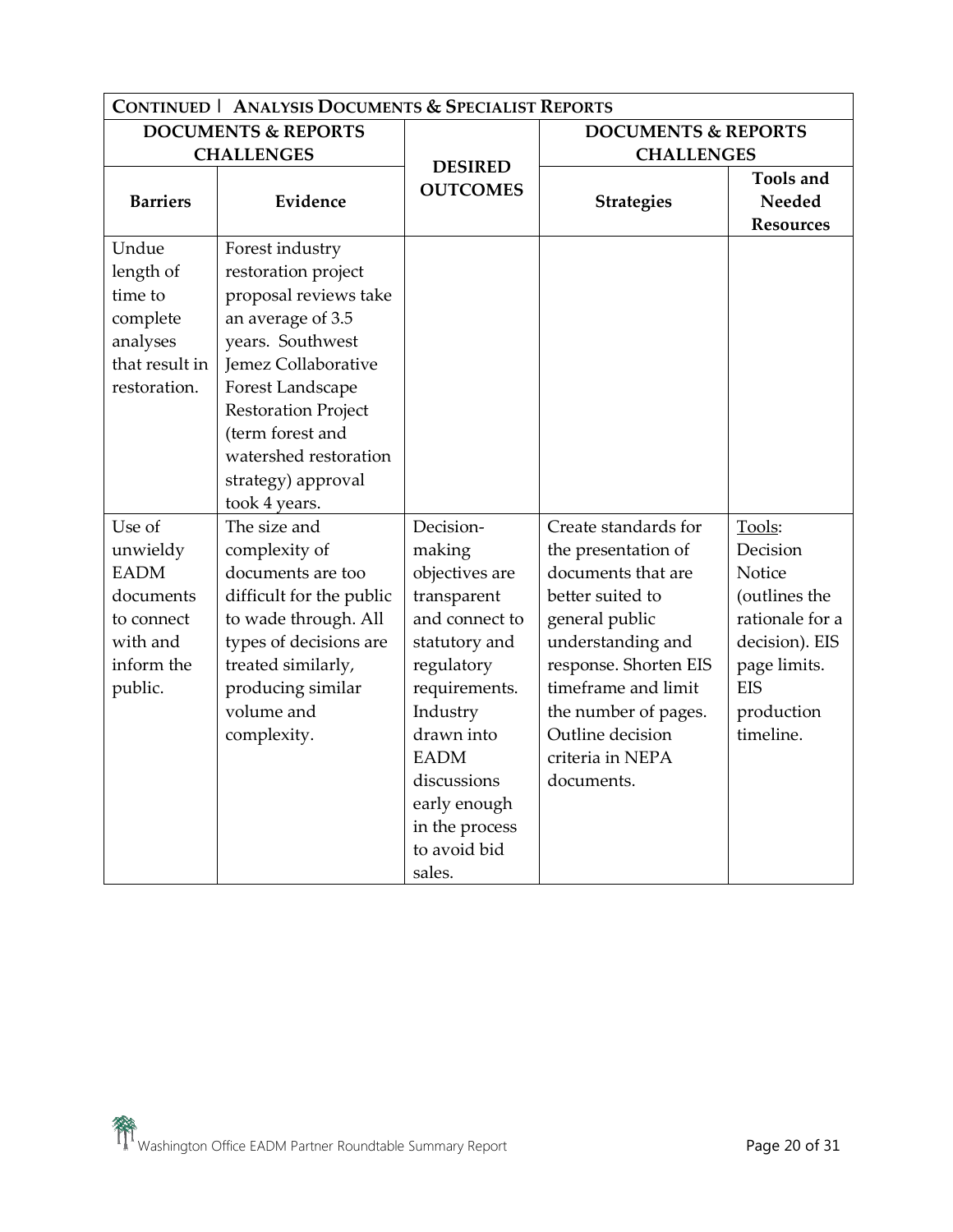| **CONTINUED \| ANALYSIS DOCUMENTS & SPECIALIST REPORTS** | | | | |
|---|---|---|---|---|
| **DOCUMENTS & REPORTS CHALLENGES** | | **DESIRED OUTCOMES** | **DOCUMENTS & REPORTS CHALLENGES** | |
| **Barriers** | **Evidence** | | **Strategies** | **Tools and Needed Resources** |
| Undue length of time to complete analyses that result in restoration. | Forest industry restoration project proposal reviews take an average of 3.5 years. Southwest Jemez Collaborative Forest Landscape Restoration Project (term forest and watershed restoration strategy) approval took 4 years. | | | |
| Use of unwieldy EADM documents to connect with and inform the public. | The size and complexity of documents are too difficult for the public to wade through. All types of decisions are treated similarly, producing similar volume and complexity. | Decision-making objectives are transparent and connect to statutory and regulatory requirements. Industry drawn into EADM discussions early enough in the process to avoid bid sales. | Create standards for the presentation of documents that are better suited to general public understanding and response. Shorten EIS timeframe and limit the number of pages. Outline decision criteria in NEPA documents. | Tools: Decision Notice (outlines the rationale for a decision). EIS page limits. EIS production timeline. |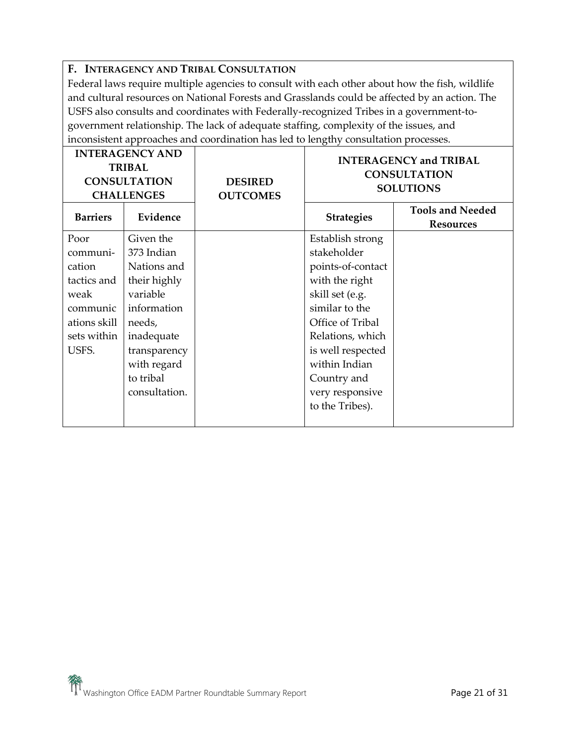## F. INTERAGENCY AND TRIBAL CONSULTATION

Federal laws require multiple agencies to consult with each other about how the fish, wildlife and cultural resources on National Forests and Grasslands could be affected by an action. The USFS also consults and coordinates with Federally-recognized Tribes in a government-to-government relationship. The lack of adequate staffing, complexity of the issues, and inconsistent approaches and coordination has led to lengthy consultation processes.

| INTERAGENCY AND TRIBAL CONSULTATION CHALLENGES | | DESIRED OUTCOMES | INTERAGENCY and TRIBAL CONSULTATION SOLUTIONS | |
|---|---|---|---|---|
| **Barriers** | **Evidence** | | **Strategies** | **Tools and Needed Resources** |
| Poor communication tactics and weak communications skill sets within USFS. | Given the 373 Indian Nations and their highly variable information needs, inadequate transparency with regard to tribal consultation. | | Establish strong stakeholder points-of-contact with the right skill set (e.g. similar to the Office of Tribal Relations, which is well respected within Indian Country and very responsive to the Tribes). | |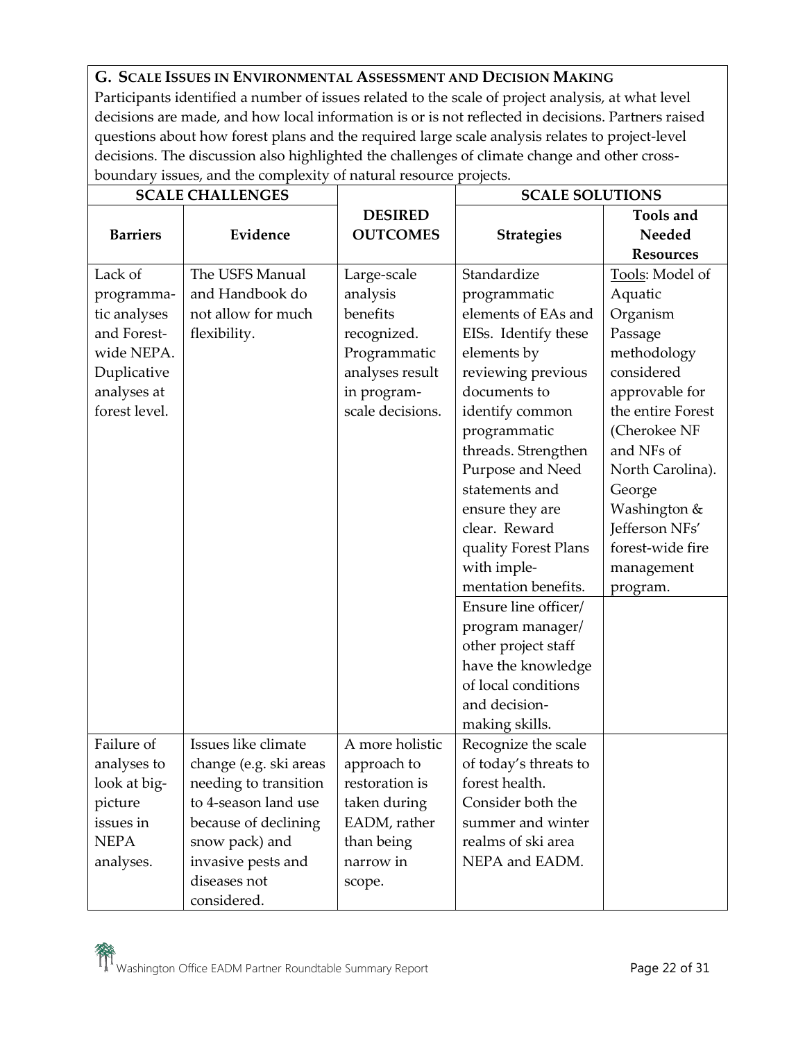## G. Scale Issues in Environmental Assessment and Decision Making

Participants identified a number of issues related to the scale of project analysis, at what level decisions are made, and how local information is or is not reflected in decisions. Partners raised questions about how forest plans and the required large scale analysis relates to project-level decisions. The discussion also highlighted the challenges of climate change and other cross-boundary issues, and the complexity of natural resource projects.

| SCALE CHALLENGES | | | SCALE SOLUTIONS | |
|---|---|---|---|---|
| **Barriers** | **Evidence** | **DESIRED OUTCOMES** | **Strategies** | **Tools and Needed Resources** |
| Lack of programmatic analyses and Forest-wide NEPA. Duplicative analyses at forest level. | The USFS Manual and Handbook do not allow for much flexibility. | Large-scale analysis benefits recognized. Programmatic analyses result in program-scale decisions. | Standardize programmatic elements of EAs and EISs. Identify these elements by reviewing previous documents to identify common programmatic threads. Strengthen Purpose and Need statements and ensure they are clear. Reward quality Forest Plans with implementation benefits. | Tools: Model of Aquatic Organism Passage methodology considered approvable for the entire Forest (Cherokee NF and NFs of North Carolina). George Washington & Jefferson NFs' forest-wide fire management program. |
| | | | Ensure line officer/ program manager/ other project staff have the knowledge of local conditions and decision-making skills. | |
| Failure of analyses to look at big-picture issues in NEPA analyses. | Issues like climate change (e.g. ski areas needing to transition to 4-season land use because of declining snow pack) and invasive pests and diseases not considered. | A more holistic approach to restoration is taken during EADM, rather than being narrow in scope. | Recognize the scale of today's threats to forest health. Consider both the summer and winter realms of ski area NEPA and EADM. | |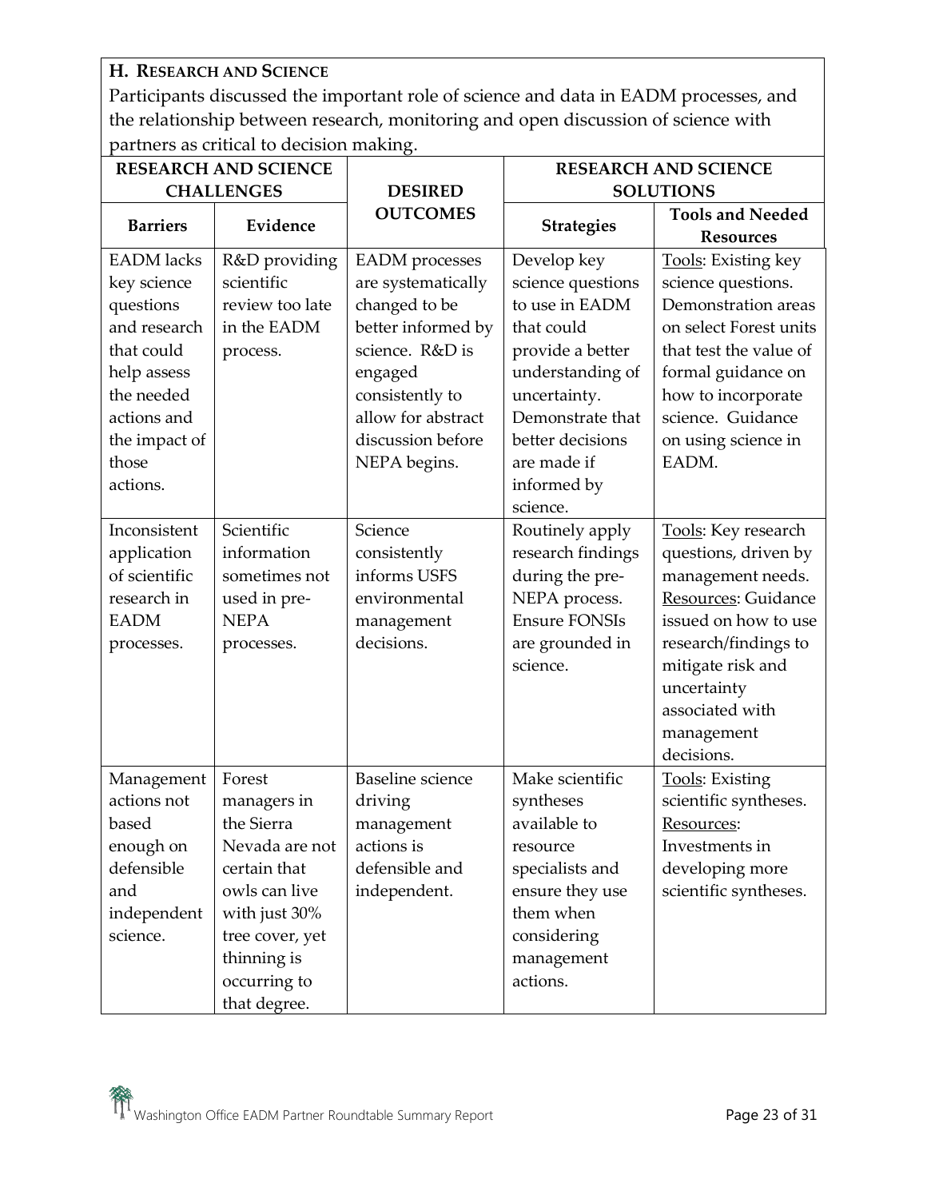**H. Research and Science**

Participants discussed the important role of science and data in EADM processes, and the relationship between research, monitoring and open discussion of science with partners as critical to decision making.

| RESEARCH AND SCIENCE CHALLENGES | | DESIRED OUTCOMES | RESEARCH AND SCIENCE SOLUTIONS | |
|---|---|---|---|---|
| **Barriers** | **Evidence** | | **Strategies** | **Tools and Needed Resources** |
| EADM lacks key science questions and research that could help assess the needed actions and the impact of those actions. | R&D providing scientific review too late in the EADM process. | EADM processes are systematically changed to be better informed by science. R&D is engaged consistently to allow for abstract discussion before NEPA begins. | Develop key science questions to use in EADM that could provide a better understanding of uncertainty. Demonstrate that better decisions are made if informed by science. | Tools: Existing key science questions. Demonstration areas on select Forest units that test the value of formal guidance on how to incorporate science. Guidance on using science in EADM. |
| Inconsistent application of scientific research in EADM processes. | Scientific information sometimes not used in pre-NEPA processes. | Science consistently informs USFS environmental management decisions. | Routinely apply research findings during the pre-NEPA process. Ensure FONSIs are grounded in science. | Tools: Key research questions, driven by management needs. Resources: Guidance issued on how to use research/findings to mitigate risk and uncertainty associated with management decisions. |
| Management actions not based enough on defensible and independent science. | Forest managers in the Sierra Nevada are not certain that owls can live with just 30% tree cover, yet thinning is occurring to that degree. | Baseline science driving management actions is defensible and independent. | Make scientific syntheses available to resource specialists and ensure they use them when considering management actions. | Tools: Existing scientific syntheses. Resources: Investments in developing more scientific syntheses. |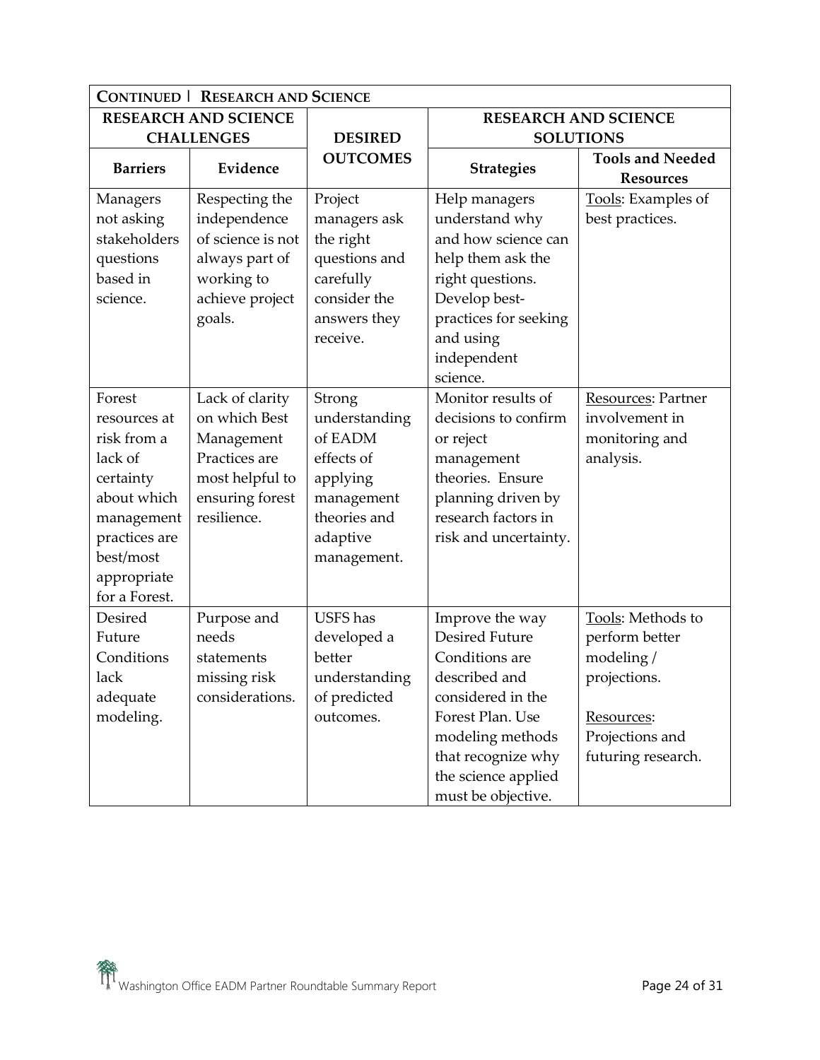| Continued \| Research and Science | | | | |
|---|---|---|---|---|
| **RESEARCH AND SCIENCE CHALLENGES** | | **DESIRED OUTCOMES** | **RESEARCH AND SCIENCE SOLUTIONS** | |
| **Barriers** | **Evidence** | | **Strategies** | **Tools and Needed Resources** |
| Managers not asking stakeholders questions based in science. | Respecting the independence of science is not always part of working to achieve project goals. | Project managers ask the right questions and carefully consider the answers they receive. | Help managers understand why and how science can help them ask the right questions. Develop best-practices for seeking and using independent science. | Tools: Examples of best practices. |
| Forest resources at risk from a lack of certainty about which management practices are best/most appropriate for a Forest. | Lack of clarity on which Best Management Practices are most helpful to ensuring forest resilience. | Strong understanding of EADM effects of applying management theories and adaptive management. | Monitor results of decisions to confirm or reject management theories. Ensure planning driven by research factors in risk and uncertainty. | Resources: Partner involvement in monitoring and analysis. |
| Desired Future Conditions lack adequate modeling. | Purpose and needs statements missing risk considerations. | USFS has developed a better understanding of predicted outcomes. | Improve the way Desired Future Conditions are described and considered in the Forest Plan. Use modeling methods that recognize why the science applied must be objective. | Tools: Methods to perform better modeling / projections.<br><br>Resources: Projections and futuring research. |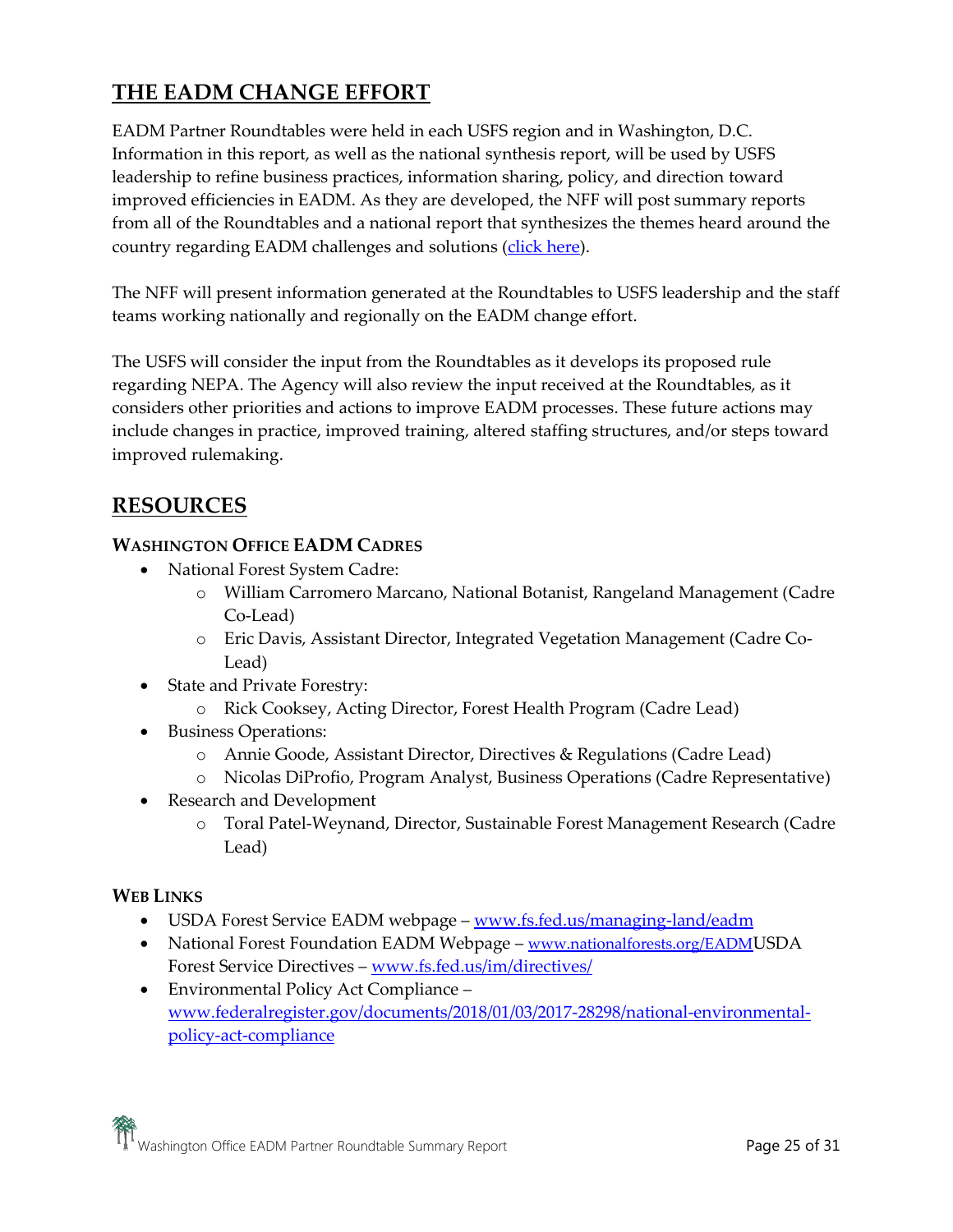## THE EADM CHANGE EFFORT

EADM Partner Roundtables were held in each USFS region and in Washington, D.C. Information in this report, as well as the national synthesis report, will be used by USFS leadership to refine business practices, information sharing, policy, and direction toward improved efficiencies in EADM. As they are developed, the NFF will post summary reports from all of the Roundtables and a national report that synthesizes the themes heard around the country regarding EADM challenges and solutions (click here).

The NFF will present information generated at the Roundtables to USFS leadership and the staff teams working nationally and regionally on the EADM change effort.

The USFS will consider the input from the Roundtables as it develops its proposed rule regarding NEPA. The Agency will also review the input received at the Roundtables, as it considers other priorities and actions to improve EADM processes. These future actions may include changes in practice, improved training, altered staffing structures, and/or steps toward improved rulemaking.

## RESOURCES

### Washington Office EADM Cadres

- National Forest System Cadre:
  - William Carromero Marcano, National Botanist, Rangeland Management (Cadre Co-Lead)
  - Eric Davis, Assistant Director, Integrated Vegetation Management (Cadre Co-Lead)
- State and Private Forestry:
  - Rick Cooksey, Acting Director, Forest Health Program (Cadre Lead)
- Business Operations:
  - Annie Goode, Assistant Director, Directives & Regulations (Cadre Lead)
  - Nicolas DiProfio, Program Analyst, Business Operations (Cadre Representative)
- Research and Development
  - Toral Patel-Weynand, Director, Sustainable Forest Management Research (Cadre Lead)

### Web Links

- USDA Forest Service EADM webpage – www.fs.fed.us/managing-land/eadm
- National Forest Foundation EADM Webpage – www.nationalforests.org/EADMUSDA Forest Service Directives – www.fs.fed.us/im/directives/
- Environmental Policy Act Compliance – www.federalregister.gov/documents/2018/01/03/2017-28298/national-environmental-policy-act-compliance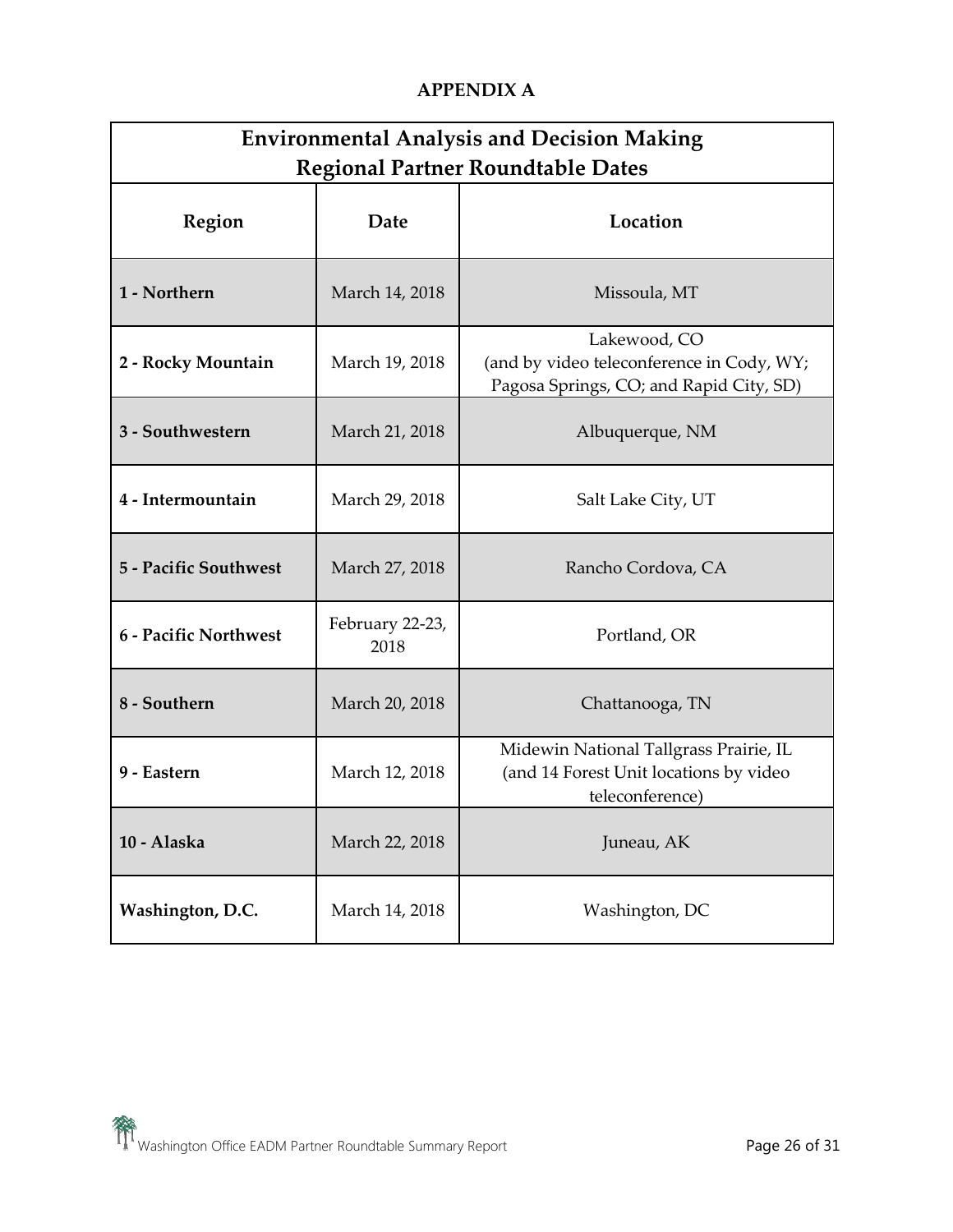**APPENDIX A**

| Environmental Analysis and Decision Making Regional Partner Roundtable Dates | | |
|---|---|---|
| **Region** | **Date** | **Location** |
| **1 - Northern** | March 14, 2018 | Missoula, MT |
| **2 - Rocky Mountain** | March 19, 2018 | Lakewood, CO (and by video teleconference in Cody, WY; Pagosa Springs, CO; and Rapid City, SD) |
| **3 - Southwestern** | March 21, 2018 | Albuquerque, NM |
| **4 - Intermountain** | March 29, 2018 | Salt Lake City, UT |
| **5 - Pacific Southwest** | March 27, 2018 | Rancho Cordova, CA |
| **6 - Pacific Northwest** | February 22-23, 2018 | Portland, OR |
| **8 - Southern** | March 20, 2018 | Chattanooga, TN |
| **9 - Eastern** | March 12, 2018 | Midewin National Tallgrass Prairie, IL (and 14 Forest Unit locations by video teleconference) |
| **10 - Alaska** | March 22, 2018 | Juneau, AK |
| **Washington, D.C.** | March 14, 2018 | Washington, DC |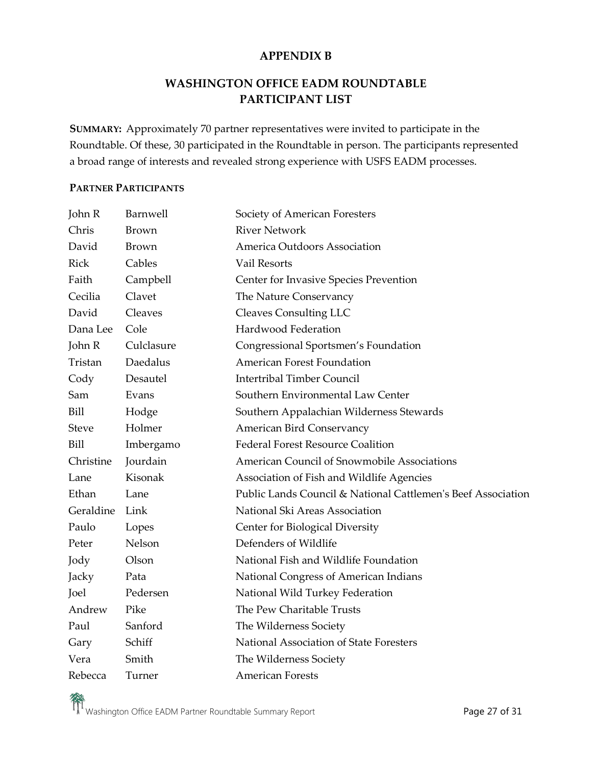# APPENDIX B

## WASHINGTON OFFICE EADM ROUNDTABLE PARTICIPANT LIST

**SUMMARY:** Approximately 70 partner representatives were invited to participate in the Roundtable. Of these, 30 participated in the Roundtable in person. The participants represented a broad range of interests and revealed strong experience with USFS EADM processes.

**PARTNER PARTICIPANTS**

| | | |
|---|---|---|
| John R | Barnwell | Society of American Foresters |
| Chris | Brown | River Network |
| David | Brown | America Outdoors Association |
| Rick | Cables | Vail Resorts |
| Faith | Campbell | Center for Invasive Species Prevention |
| Cecilia | Clavet | The Nature Conservancy |
| David | Cleaves | Cleaves Consulting LLC |
| Dana Lee | Cole | Hardwood Federation |
| John R | Culclasure | Congressional Sportsmen's Foundation |
| Tristan | Daedalus | American Forest Foundation |
| Cody | Desautel | Intertribal Timber Council |
| Sam | Evans | Southern Environmental Law Center |
| Bill | Hodge | Southern Appalachian Wilderness Stewards |
| Steve | Holmer | American Bird Conservancy |
| Bill | Imbergamo | Federal Forest Resource Coalition |
| Christine | Jourdain | American Council of Snowmobile Associations |
| Lane | Kisonak | Association of Fish and Wildlife Agencies |
| Ethan | Lane | Public Lands Council & National Cattlemen's Beef Association |
| Geraldine | Link | National Ski Areas Association |
| Paulo | Lopes | Center for Biological Diversity |
| Peter | Nelson | Defenders of Wildlife |
| Jody | Olson | National Fish and Wildlife Foundation |
| Jacky | Pata | National Congress of American Indians |
| Joel | Pedersen | National Wild Turkey Federation |
| Andrew | Pike | The Pew Charitable Trusts |
| Paul | Sanford | The Wilderness Society |
| Gary | Schiff | National Association of State Foresters |
| Vera | Smith | The Wilderness Society |
| Rebecca | Turner | American Forests |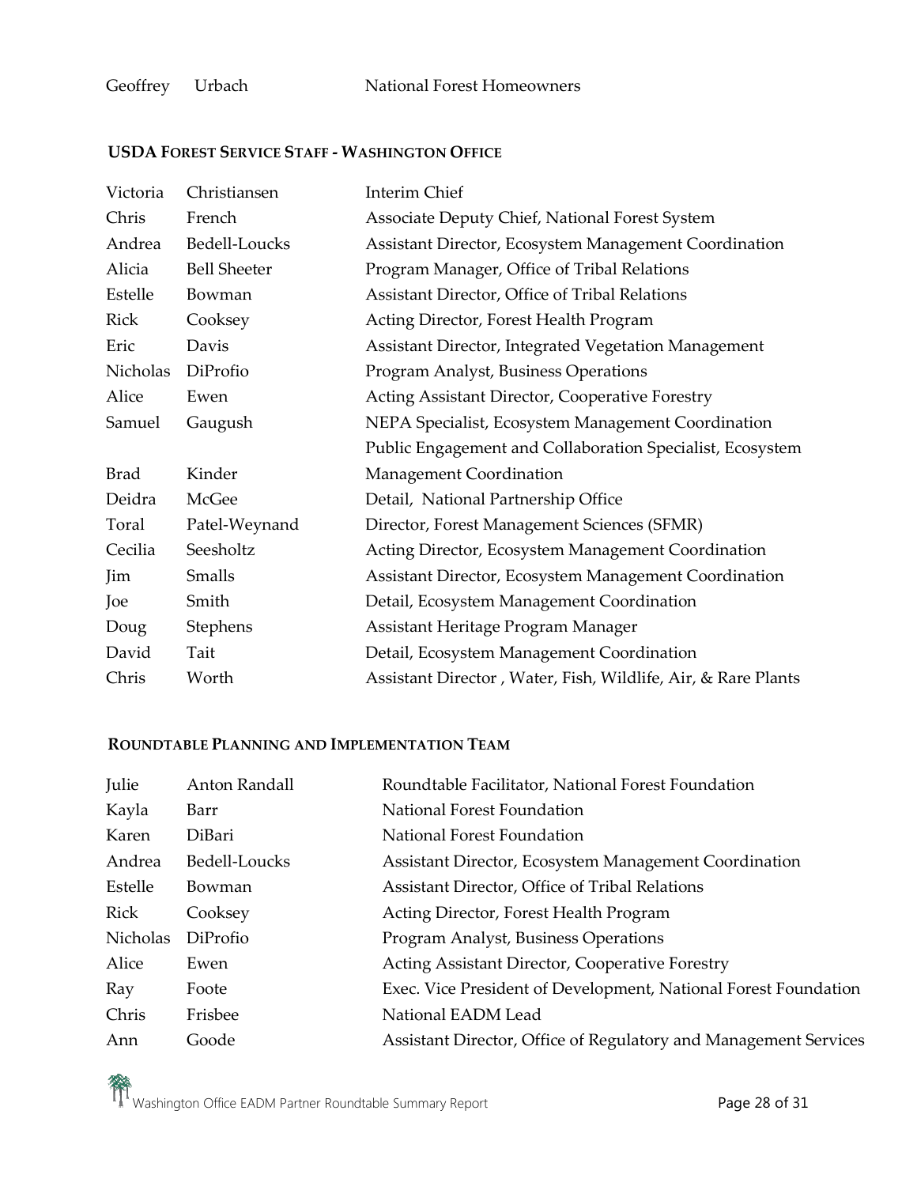| | | |
|---|---|---|
| Geoffrey | Urbach | National Forest Homeowners |

### USDA FOREST SERVICE STAFF - WASHINGTON OFFICE

| | | |
|---|---|---|
| Victoria | Christiansen | Interim Chief |
| Chris | French | Associate Deputy Chief, National Forest System |
| Andrea | Bedell-Loucks | Assistant Director, Ecosystem Management Coordination |
| Alicia | Bell Sheeter | Program Manager, Office of Tribal Relations |
| Estelle | Bowman | Assistant Director, Office of Tribal Relations |
| Rick | Cooksey | Acting Director, Forest Health Program |
| Eric | Davis | Assistant Director, Integrated Vegetation Management |
| Nicholas | DiProfio | Program Analyst, Business Operations |
| Alice | Ewen | Acting Assistant Director, Cooperative Forestry |
| Samuel | Gaugush | NEPA Specialist, Ecosystem Management Coordination |
| Brad | Kinder | Public Engagement and Collaboration Specialist, Ecosystem Management Coordination |
| Deidra | McGee | Detail, National Partnership Office |
| Toral | Patel-Weynand | Director, Forest Management Sciences (SFMR) |
| Cecilia | Seesholtz | Acting Director, Ecosystem Management Coordination |
| Jim | Smalls | Assistant Director, Ecosystem Management Coordination |
| Joe | Smith | Detail, Ecosystem Management Coordination |
| Doug | Stephens | Assistant Heritage Program Manager |
| David | Tait | Detail, Ecosystem Management Coordination |
| Chris | Worth | Assistant Director , Water, Fish, Wildlife, Air, & Rare Plants |

### ROUNDTABLE PLANNING AND IMPLEMENTATION TEAM

| | | |
|---|---|---|
| Julie | Anton Randall | Roundtable Facilitator, National Forest Foundation |
| Kayla | Barr | National Forest Foundation |
| Karen | DiBari | National Forest Foundation |
| Andrea | Bedell-Loucks | Assistant Director, Ecosystem Management Coordination |
| Estelle | Bowman | Assistant Director, Office of Tribal Relations |
| Rick | Cooksey | Acting Director, Forest Health Program |
| Nicholas | DiProfio | Program Analyst, Business Operations |
| Alice | Ewen | Acting Assistant Director, Cooperative Forestry |
| Ray | Foote | Exec. Vice President of Development, National Forest Foundation |
| Chris | Frisbee | National EADM Lead |
| Ann | Goode | Assistant Director, Office of Regulatory and Management Services |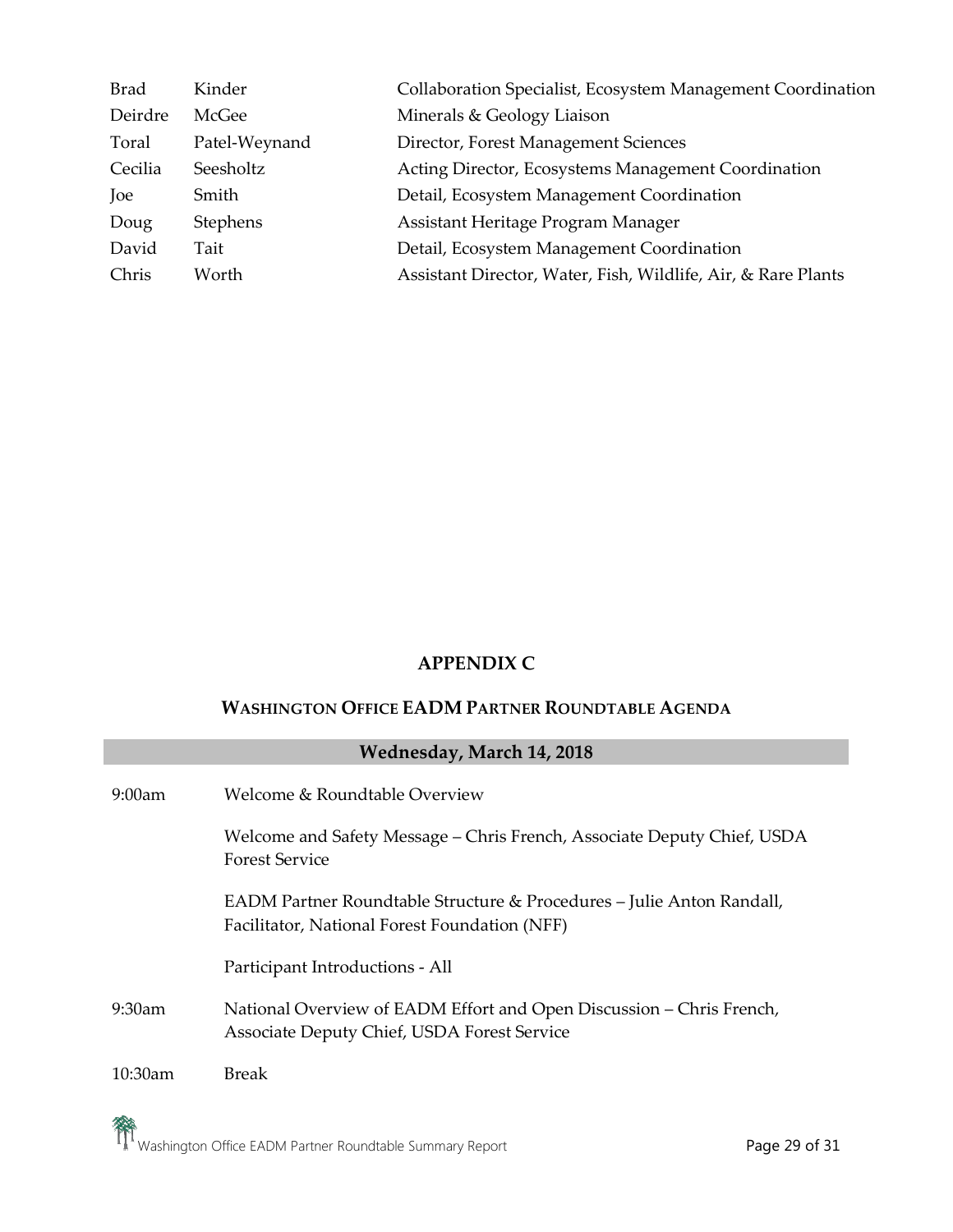| | | |
|---|---|---|
| Brad | Kinder | Collaboration Specialist, Ecosystem Management Coordination |
| Deirdre | McGee | Minerals & Geology Liaison |
| Toral | Patel-Weynand | Director, Forest Management Sciences |
| Cecilia | Seesholtz | Acting Director, Ecosystems Management Coordination |
| Joe | Smith | Detail, Ecosystem Management Coordination |
| Doug | Stephens | Assistant Heritage Program Manager |
| David | Tait | Detail, Ecosystem Management Coordination |
| Chris | Worth | Assistant Director, Water, Fish, Wildlife, Air, & Rare Plants |

# APPENDIX C

## WASHINGTON OFFICE EADM PARTNER ROUNDTABLE AGENDA

### Wednesday, March 14, 2018

9:00am Welcome & Roundtable Overview

Welcome and Safety Message – Chris French, Associate Deputy Chief, USDA Forest Service

EADM Partner Roundtable Structure & Procedures – Julie Anton Randall, Facilitator, National Forest Foundation (NFF)

Participant Introductions - All

9:30am National Overview of EADM Effort and Open Discussion – Chris French, Associate Deputy Chief, USDA Forest Service

10:30am Break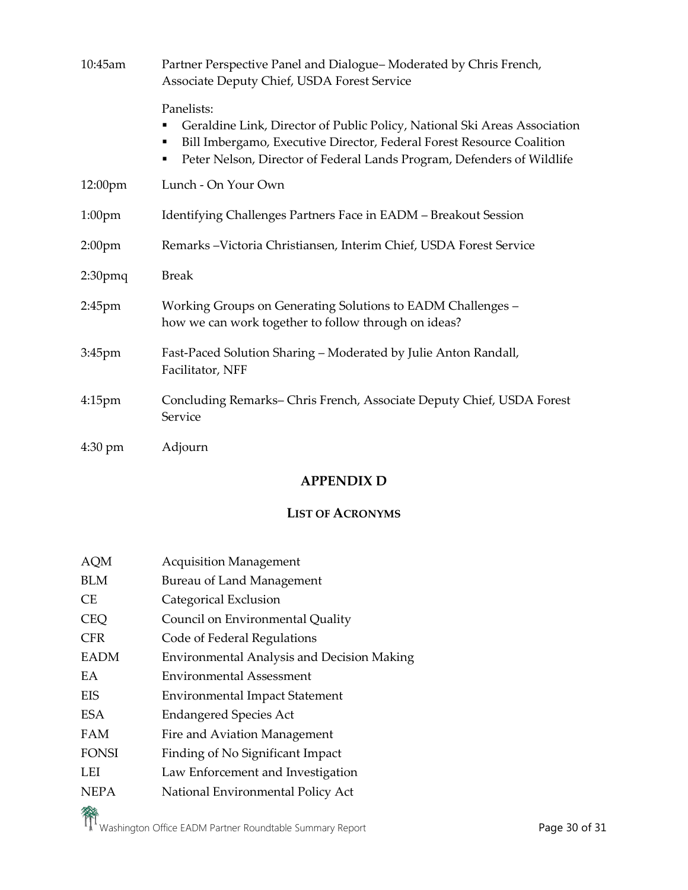| | |
|---|---|
| 10:45am | Partner Perspective Panel and Dialogue– Moderated by Chris French, Associate Deputy Chief, USDA Forest Service |

Panelists:

- Geraldine Link, Director of Public Policy, National Ski Areas Association
- Bill Imbergamo, Executive Director, Federal Forest Resource Coalition
- Peter Nelson, Director of Federal Lands Program, Defenders of Wildlife

| | |
|---|---|
| 12:00pm | Lunch - On Your Own |
| 1:00pm | Identifying Challenges Partners Face in EADM – Breakout Session |
| 2:00pm | Remarks –Victoria Christiansen, Interim Chief, USDA Forest Service |
| 2:30pmq | Break |
| 2:45pm | Working Groups on Generating Solutions to EADM Challenges – how we can work together to follow through on ideas? |
| 3:45pm | Fast-Paced Solution Sharing – Moderated by Julie Anton Randall, Facilitator, NFF |
| 4:15pm | Concluding Remarks– Chris French, Associate Deputy Chief, USDA Forest Service |
| 4:30 pm | Adjourn |

## APPENDIX D

### LIST OF ACRONYMS

| | |
|---|---|
| AQM | Acquisition Management |
| BLM | Bureau of Land Management |
| CE | Categorical Exclusion |
| CEQ | Council on Environmental Quality |
| CFR | Code of Federal Regulations |
| EADM | Environmental Analysis and Decision Making |
| EA | Environmental Assessment |
| EIS | Environmental Impact Statement |
| ESA | Endangered Species Act |
| FAM | Fire and Aviation Management |
| FONSI | Finding of No Significant Impact |
| LEI | Law Enforcement and Investigation |
| NEPA | National Environmental Policy Act |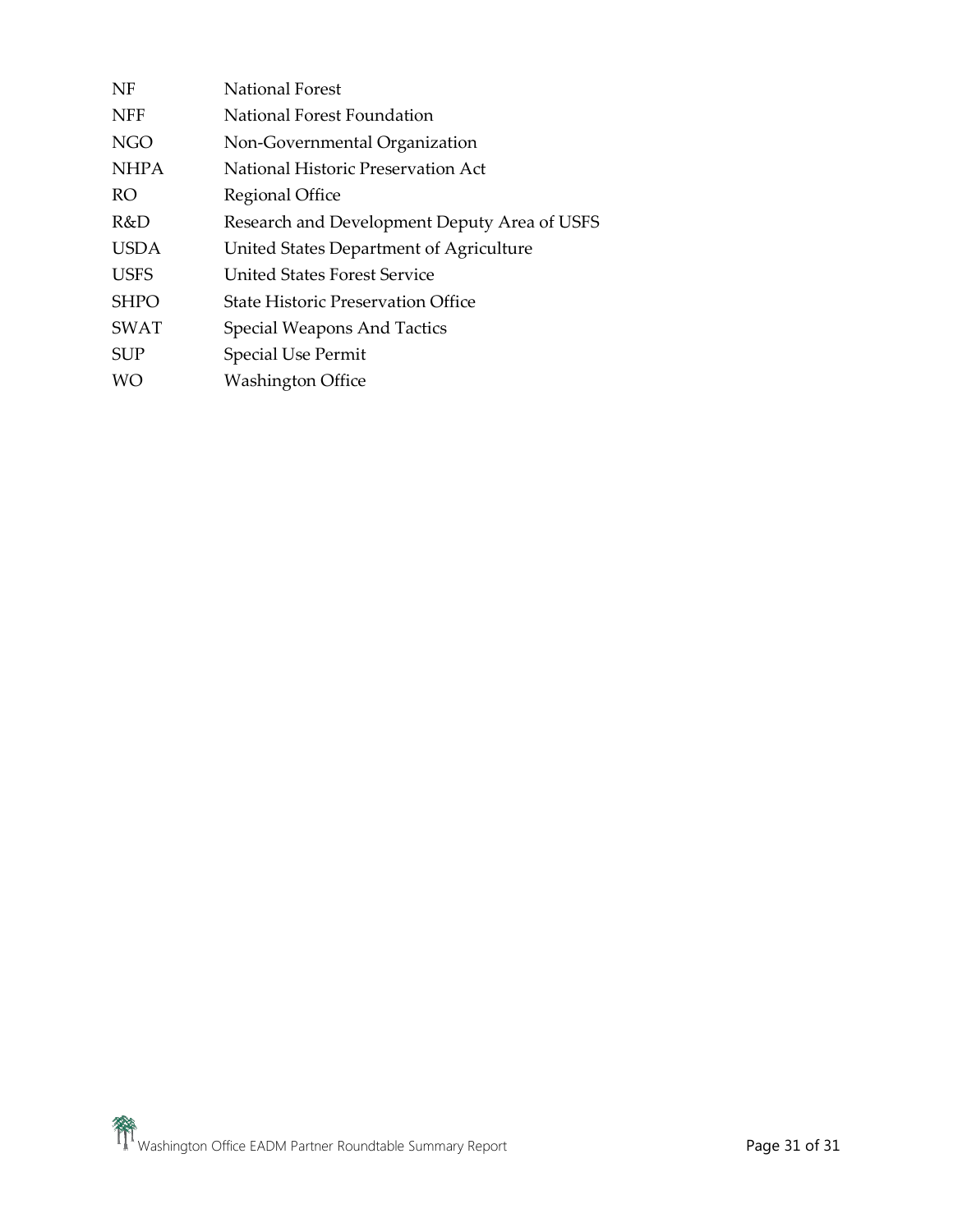| | |
|---|---|
| NF | National Forest |
| NFF | National Forest Foundation |
| NGO | Non-Governmental Organization |
| NHPA | National Historic Preservation Act |
| RO | Regional Office |
| R&D | Research and Development Deputy Area of USFS |
| USDA | United States Department of Agriculture |
| USFS | United States Forest Service |
| SHPO | State Historic Preservation Office |
| SWAT | Special Weapons And Tactics |
| SUP | Special Use Permit |
| WO | Washington Office |